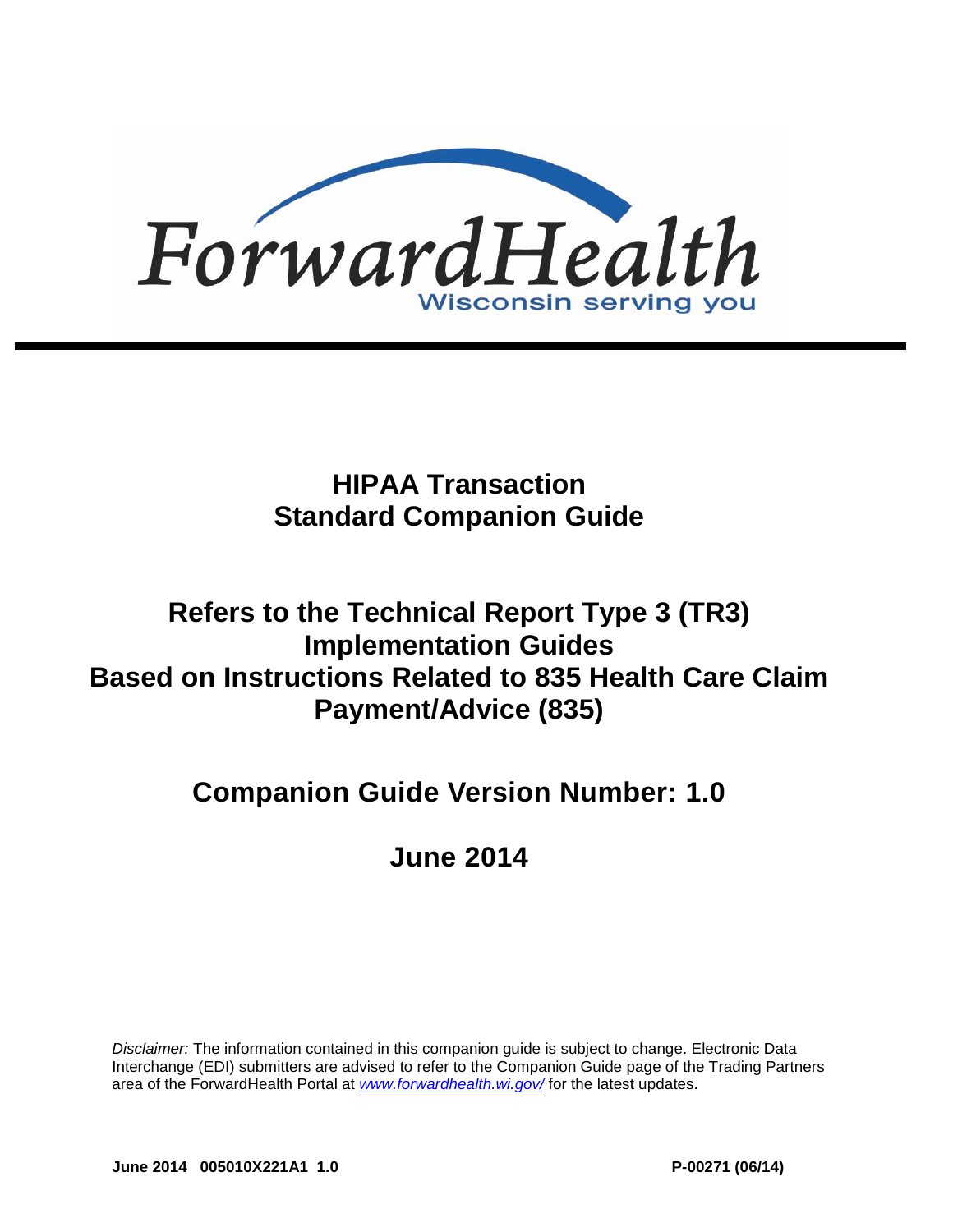# ForwardHealth

Wisconsin serving you

# HIPAA Transaction Standard Companion Guide

## Refers to the Technical Report Type 3 (TR3) Implementation Guides Based on Instructions Related to 835 Health Care Claim Payment/Advice (835)

## Companion Guide Version Number: 1.0

## June 2014

*Disclaimer:* The information contained in this companion guide is subject to change. Electronic Data Interchange (EDI) submitters are advised to refer to the Companion Guide page of the Trading Partners area of the ForwardHealth Portal at *www.forwardhealth.wi.gov/* for the latest updates.

**June 2014 005010X221A1 1.0** **P-00271 (06/14)**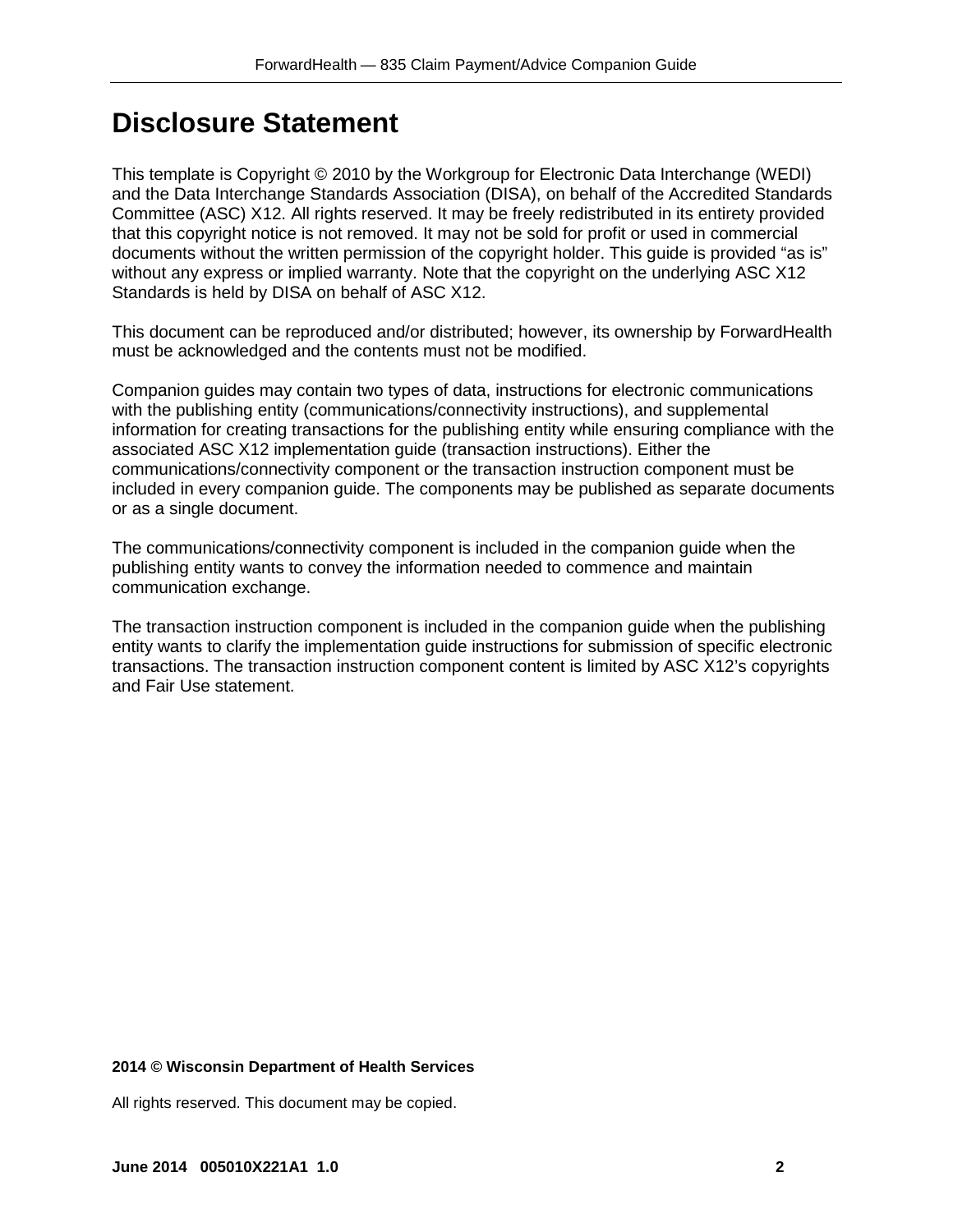# Disclosure Statement

This template is Copyright © 2010 by the Workgroup for Electronic Data Interchange (WEDI) and the Data Interchange Standards Association (DISA), on behalf of the Accredited Standards Committee (ASC) X12. All rights reserved. It may be freely redistributed in its entirety provided that this copyright notice is not removed. It may not be sold for profit or used in commercial documents without the written permission of the copyright holder. This guide is provided “as is” without any express or implied warranty. Note that the copyright on the underlying ASC X12 Standards is held by DISA on behalf of ASC X12.

This document can be reproduced and/or distributed; however, its ownership by ForwardHealth must be acknowledged and the contents must not be modified.

Companion guides may contain two types of data, instructions for electronic communications with the publishing entity (communications/connectivity instructions), and supplemental information for creating transactions for the publishing entity while ensuring compliance with the associated ASC X12 implementation guide (transaction instructions). Either the communications/connectivity component or the transaction instruction component must be included in every companion guide. The components may be published as separate documents or as a single document.

The communications/connectivity component is included in the companion guide when the publishing entity wants to convey the information needed to commence and maintain communication exchange.

The transaction instruction component is included in the companion guide when the publishing entity wants to clarify the implementation guide instructions for submission of specific electronic transactions. The transaction instruction component content is limited by ASC X12’s copyrights and Fair Use statement.

**2014 © Wisconsin Department of Health Services**

All rights reserved. This document may be copied.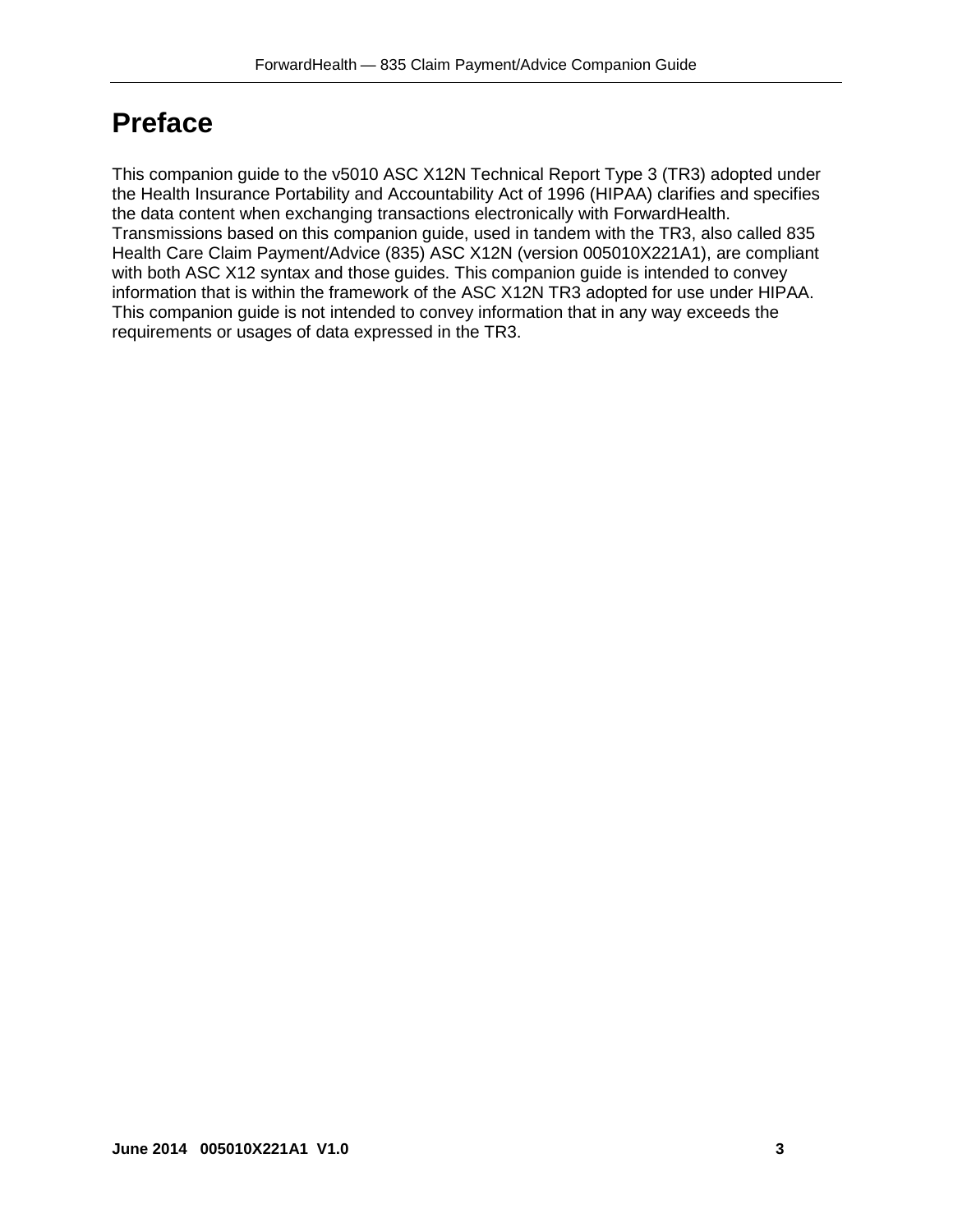# Preface

This companion guide to the v5010 ASC X12N Technical Report Type 3 (TR3) adopted under the Health Insurance Portability and Accountability Act of 1996 (HIPAA) clarifies and specifies the data content when exchanging transactions electronically with ForwardHealth. Transmissions based on this companion guide, used in tandem with the TR3, also called 835 Health Care Claim Payment/Advice (835) ASC X12N (version 005010X221A1), are compliant with both ASC X12 syntax and those guides. This companion guide is intended to convey information that is within the framework of the ASC X12N TR3 adopted for use under HIPAA. This companion guide is not intended to convey information that in any way exceeds the requirements or usages of data expressed in the TR3.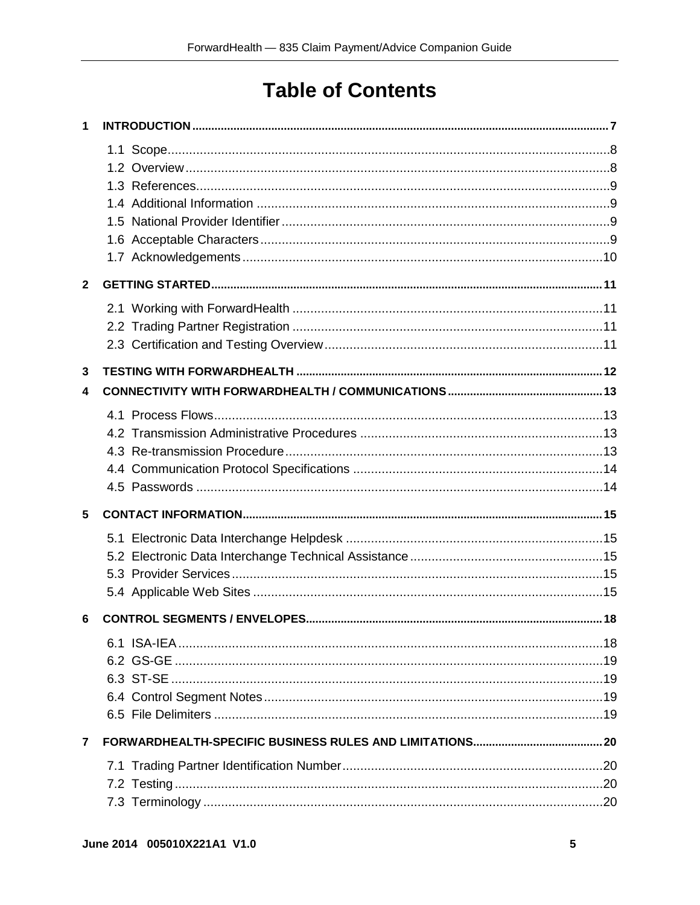# Table of Contents

1 INTRODUCTION ..... 7

- 1.1 Scope ..... 8
- 1.2 Overview ..... 8
- 1.3 References ..... 9
- 1.4 Additional Information ..... 9
- 1.5 National Provider Identifier ..... 9
- 1.6 Acceptable Characters ..... 9
- 1.7 Acknowledgements ..... 10

2 GETTING STARTED ..... 11

- 2.1 Working with ForwardHealth ..... 11
- 2.2 Trading Partner Registration ..... 11
- 2.3 Certification and Testing Overview ..... 11

3 TESTING WITH FORWARDHEALTH ..... 12

4 CONNECTIVITY WITH FORWARDHEALTH / COMMUNICATIONS ..... 13

- 4.1 Process Flows ..... 13
- 4.2 Transmission Administrative Procedures ..... 13
- 4.3 Re-transmission Procedure ..... 13
- 4.4 Communication Protocol Specifications ..... 14
- 4.5 Passwords ..... 14

5 CONTACT INFORMATION ..... 15

- 5.1 Electronic Data Interchange Helpdesk ..... 15
- 5.2 Electronic Data Interchange Technical Assistance ..... 15
- 5.3 Provider Services ..... 15
- 5.4 Applicable Web Sites ..... 15

6 CONTROL SEGMENTS / ENVELOPES ..... 18

- 6.1 ISA-IEA ..... 18
- 6.2 GS-GE ..... 19
- 6.3 ST-SE ..... 19
- 6.4 Control Segment Notes ..... 19
- 6.5 File Delimiters ..... 19

7 FORWARDHEALTH-SPECIFIC BUSINESS RULES AND LIMITATIONS ..... 20

- 7.1 Trading Partner Identification Number ..... 20
- 7.2 Testing ..... 20
- 7.3 Terminology ..... 20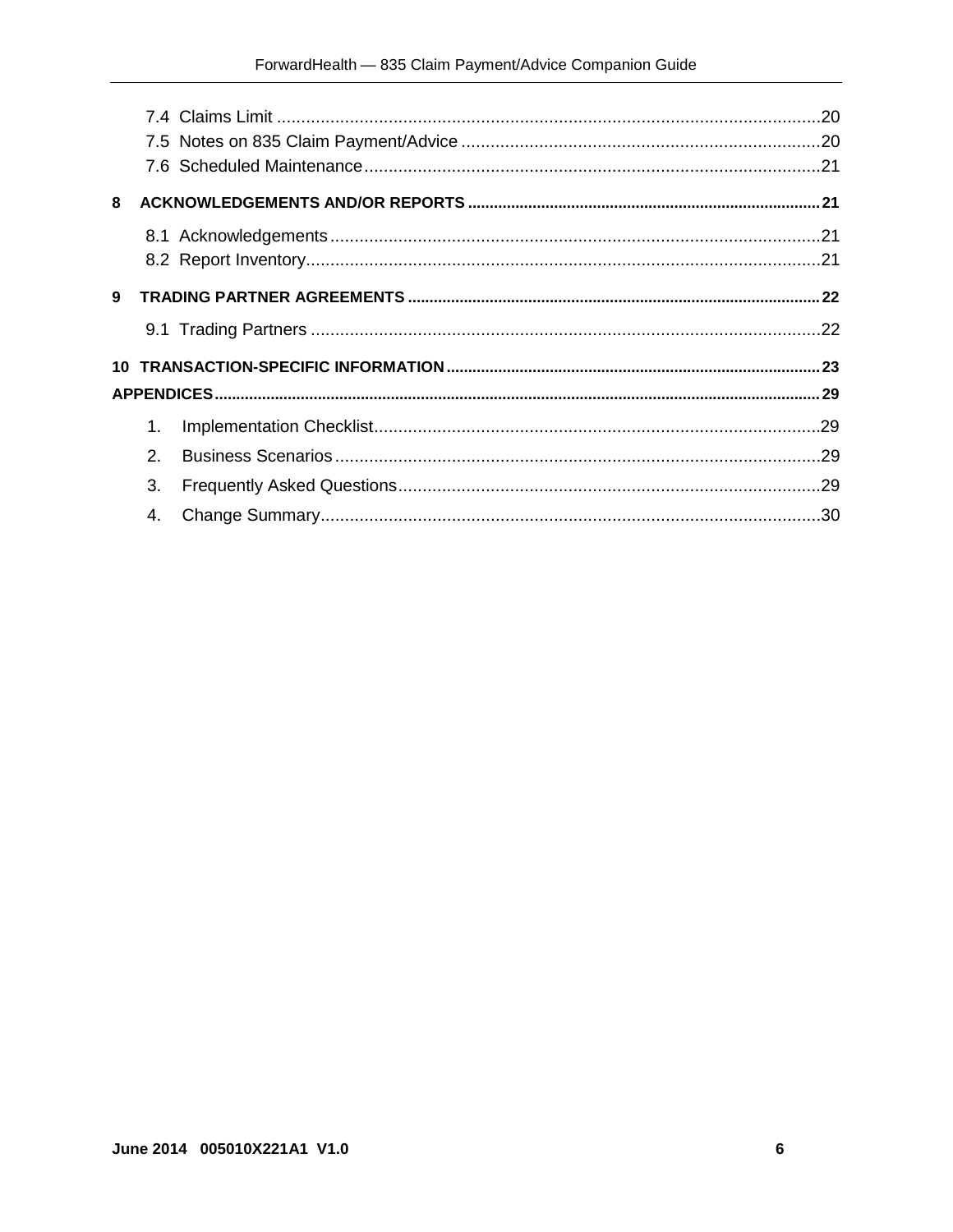7.4 Claims Limit ....................................................................................................................20
7.5 Notes on 835 Claim Payment/Advice ..........................................................................20
7.6 Scheduled Maintenance..............................................................................................21

**8 ACKNOWLEDGEMENTS AND/OR REPORTS ...................................................................................21**

8.1 Acknowledgements .....................................................................................................21
8.2 Report Inventory..........................................................................................................21

**9 TRADING PARTNER AGREEMENTS ...............................................................................................22**

9.1 Trading Partners .........................................................................................................22

**10 TRANSACTION-SPECIFIC INFORMATION ......................................................................................23**

**APPENDICES........................................................................................................................................29**

1. Implementation Checklist............................................................................................29
2. Business Scenarios .....................................................................................................29
3. Frequently Asked Questions........................................................................................29
4. Change Summary.......................................................................................................30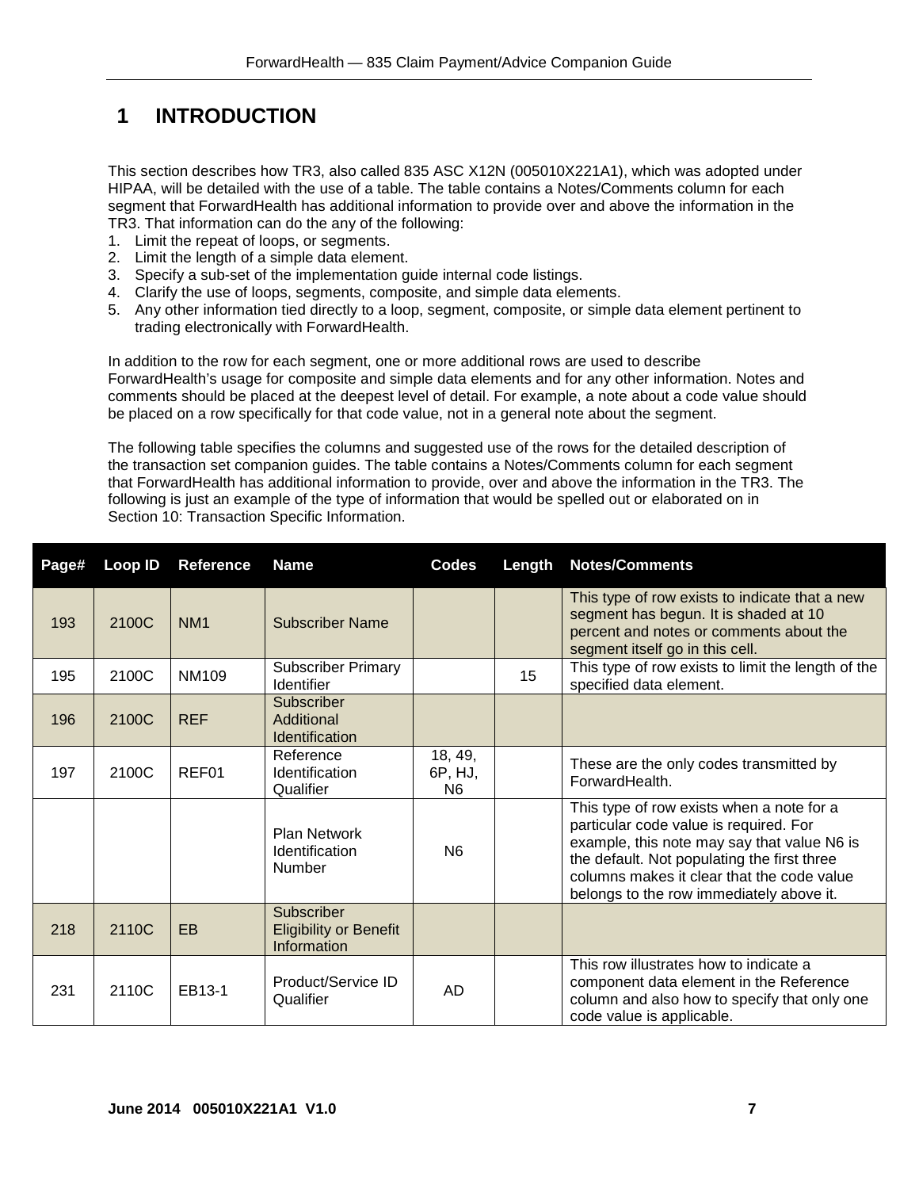# 1 INTRODUCTION

This section describes how TR3, also called 835 ASC X12N (005010X221A1), which was adopted under HIPAA, will be detailed with the use of a table. The table contains a Notes/Comments column for each segment that ForwardHealth has additional information to provide over and above the information in the TR3. That information can do the any of the following:

1. Limit the repeat of loops, or segments.
2. Limit the length of a simple data element.
3. Specify a sub-set of the implementation guide internal code listings.
4. Clarify the use of loops, segments, composite, and simple data elements.
5. Any other information tied directly to a loop, segment, composite, or simple data element pertinent to trading electronically with ForwardHealth.

In addition to the row for each segment, one or more additional rows are used to describe ForwardHealth's usage for composite and simple data elements and for any other information. Notes and comments should be placed at the deepest level of detail. For example, a note about a code value should be placed on a row specifically for that code value, not in a general note about the segment.

The following table specifies the columns and suggested use of the rows for the detailed description of the transaction set companion guides. The table contains a Notes/Comments column for each segment that ForwardHealth has additional information to provide, over and above the information in the TR3. The following is just an example of the type of information that would be spelled out or elaborated on in Section 10: Transaction Specific Information.

| Page# | Loop ID | Reference | Name | Codes | Length | Notes/Comments |
|---|---|---|---|---|---|---|
| 193 | 2100C | NM1 | Subscriber Name | | | This type of row exists to indicate that a new segment has begun. It is shaded at 10 percent and notes or comments about the segment itself go in this cell. |
| 195 | 2100C | NM109 | Subscriber Primary Identifier | | 15 | This type of row exists to limit the length of the specified data element. |
| 196 | 2100C | REF | Subscriber Additional Identification | | | |
| 197 | 2100C | REF01 | Reference Identification Qualifier | 18, 49, 6P, HJ, N6 | | These are the only codes transmitted by ForwardHealth. |
| | | | Plan Network Identification Number | N6 | | This type of row exists when a note for a particular code value is required. For example, this note may say that value N6 is the default. Not populating the first three columns makes it clear that the code value belongs to the row immediately above it. |
| 218 | 2110C | EB | Subscriber Eligibility or Benefit Information | | | |
| 231 | 2110C | EB13-1 | Product/Service ID Qualifier | AD | | This row illustrates how to indicate a component data element in the Reference column and also how to specify that only one code value is applicable. |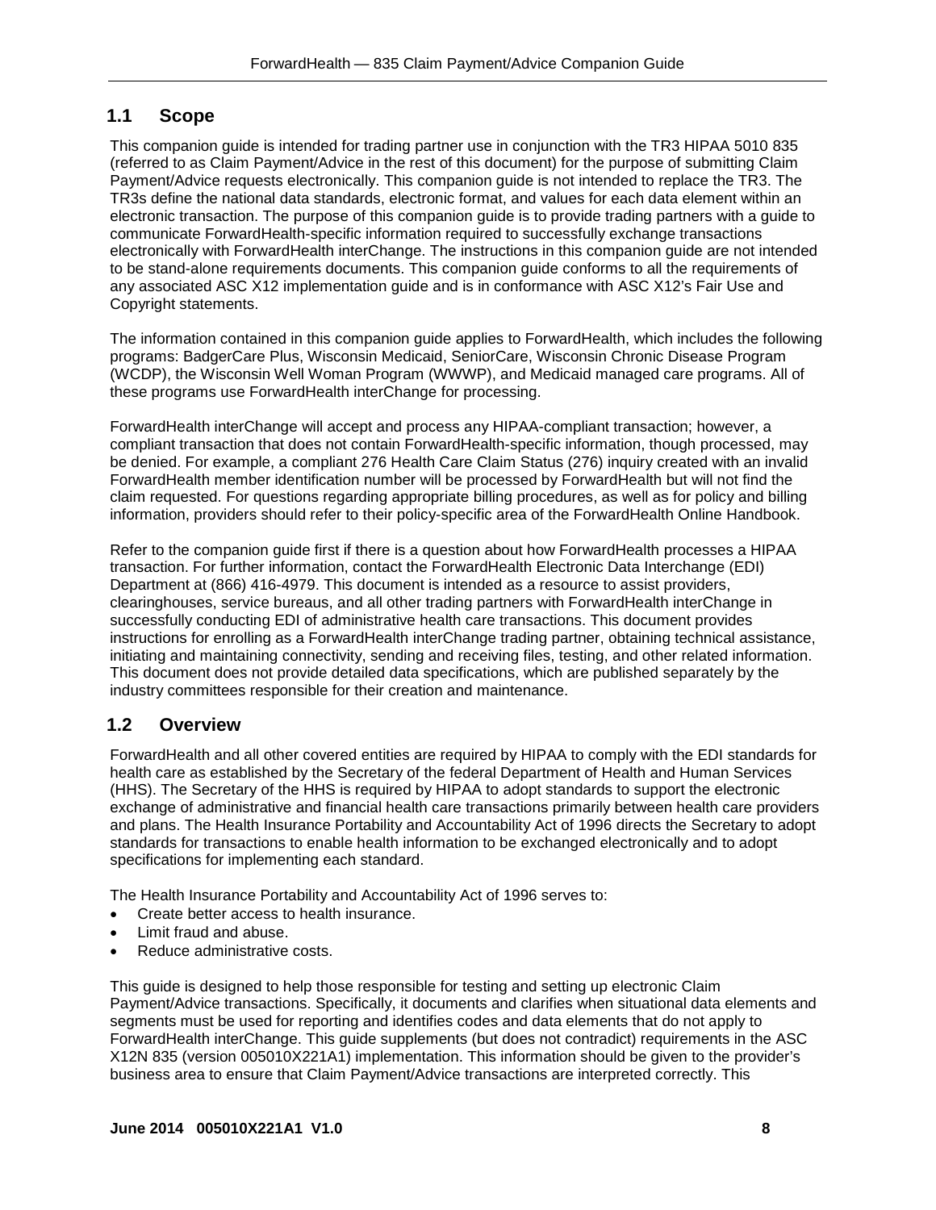## 1.1 Scope

This companion guide is intended for trading partner use in conjunction with the TR3 HIPAA 5010 835 (referred to as Claim Payment/Advice in the rest of this document) for the purpose of submitting Claim Payment/Advice requests electronically. This companion guide is not intended to replace the TR3. The TR3s define the national data standards, electronic format, and values for each data element within an electronic transaction. The purpose of this companion guide is to provide trading partners with a guide to communicate ForwardHealth-specific information required to successfully exchange transactions electronically with ForwardHealth interChange. The instructions in this companion guide are not intended to be stand-alone requirements documents. This companion guide conforms to all the requirements of any associated ASC X12 implementation guide and is in conformance with ASC X12's Fair Use and Copyright statements.

The information contained in this companion guide applies to ForwardHealth, which includes the following programs: BadgerCare Plus, Wisconsin Medicaid, SeniorCare, Wisconsin Chronic Disease Program (WCDP), the Wisconsin Well Woman Program (WWWP), and Medicaid managed care programs. All of these programs use ForwardHealth interChange for processing.

ForwardHealth interChange will accept and process any HIPAA-compliant transaction; however, a compliant transaction that does not contain ForwardHealth-specific information, though processed, may be denied. For example, a compliant 276 Health Care Claim Status (276) inquiry created with an invalid ForwardHealth member identification number will be processed by ForwardHealth but will not find the claim requested. For questions regarding appropriate billing procedures, as well as for policy and billing information, providers should refer to their policy-specific area of the ForwardHealth Online Handbook.

Refer to the companion guide first if there is a question about how ForwardHealth processes a HIPAA transaction. For further information, contact the ForwardHealth Electronic Data Interchange (EDI) Department at (866) 416-4979. This document is intended as a resource to assist providers, clearinghouses, service bureaus, and all other trading partners with ForwardHealth interChange in successfully conducting EDI of administrative health care transactions. This document provides instructions for enrolling as a ForwardHealth interChange trading partner, obtaining technical assistance, initiating and maintaining connectivity, sending and receiving files, testing, and other related information. This document does not provide detailed data specifications, which are published separately by the industry committees responsible for their creation and maintenance.

## 1.2 Overview

ForwardHealth and all other covered entities are required by HIPAA to comply with the EDI standards for health care as established by the Secretary of the federal Department of Health and Human Services (HHS). The Secretary of the HHS is required by HIPAA to adopt standards to support the electronic exchange of administrative and financial health care transactions primarily between health care providers and plans. The Health Insurance Portability and Accountability Act of 1996 directs the Secretary to adopt standards for transactions to enable health information to be exchanged electronically and to adopt specifications for implementing each standard.

The Health Insurance Portability and Accountability Act of 1996 serves to:

- Create better access to health insurance.
- Limit fraud and abuse.
- Reduce administrative costs.

This guide is designed to help those responsible for testing and setting up electronic Claim Payment/Advice transactions. Specifically, it documents and clarifies when situational data elements and segments must be used for reporting and identifies codes and data elements that do not apply to ForwardHealth interChange. This guide supplements (but does not contradict) requirements in the ASC X12N 835 (version 005010X221A1) implementation. This information should be given to the provider's business area to ensure that Claim Payment/Advice transactions are interpreted correctly. This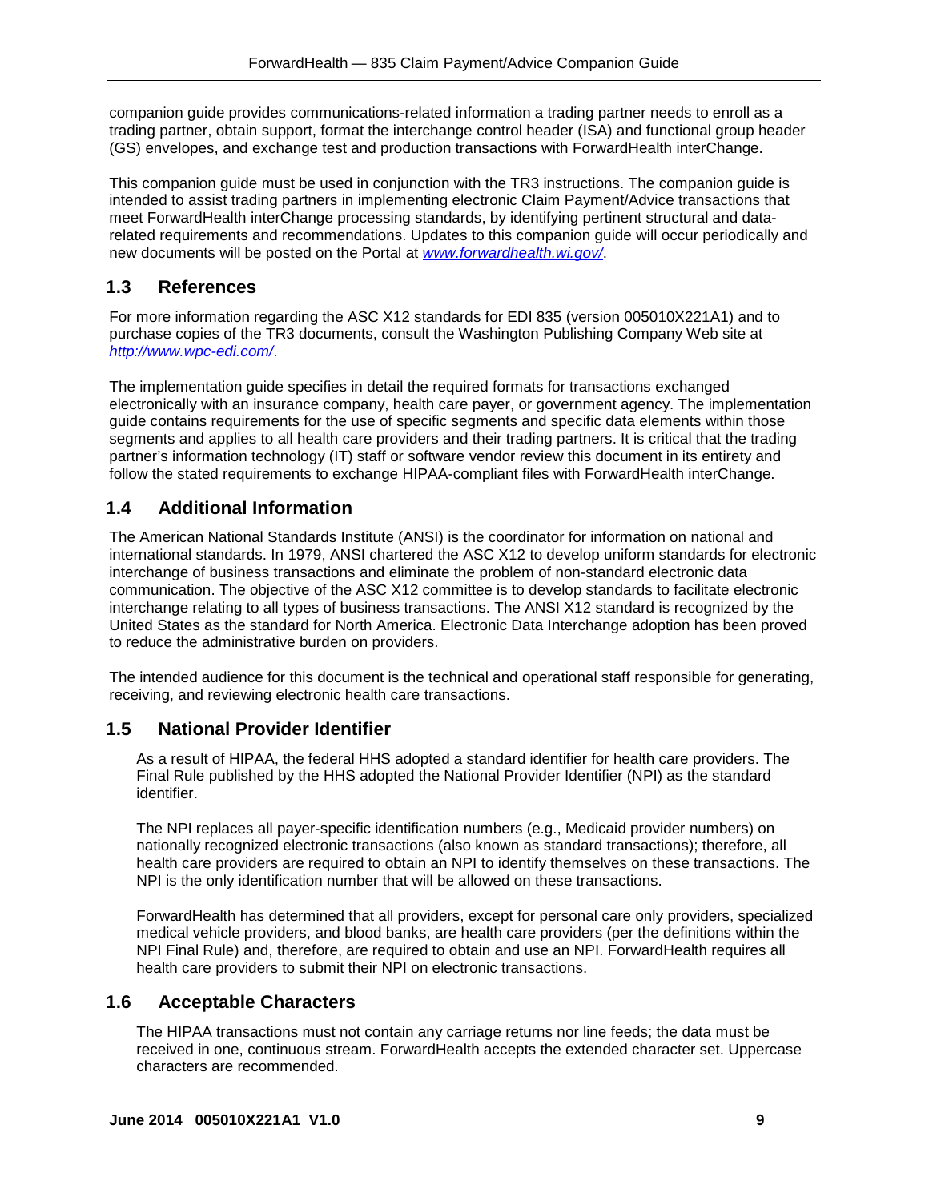companion guide provides communications-related information a trading partner needs to enroll as a trading partner, obtain support, format the interchange control header (ISA) and functional group header (GS) envelopes, and exchange test and production transactions with ForwardHealth interChange.

This companion guide must be used in conjunction with the TR3 instructions. The companion guide is intended to assist trading partners in implementing electronic Claim Payment/Advice transactions that meet ForwardHealth interChange processing standards, by identifying pertinent structural and data-related requirements and recommendations. Updates to this companion guide will occur periodically and new documents will be posted on the Portal at *www.forwardhealth.wi.gov/*.

## 1.3 References

For more information regarding the ASC X12 standards for EDI 835 (version 005010X221A1) and to purchase copies of the TR3 documents, consult the Washington Publishing Company Web site at *http://www.wpc-edi.com/*.

The implementation guide specifies in detail the required formats for transactions exchanged electronically with an insurance company, health care payer, or government agency. The implementation guide contains requirements for the use of specific segments and specific data elements within those segments and applies to all health care providers and their trading partners. It is critical that the trading partner's information technology (IT) staff or software vendor review this document in its entirety and follow the stated requirements to exchange HIPAA-compliant files with ForwardHealth interChange.

## 1.4 Additional Information

The American National Standards Institute (ANSI) is the coordinator for information on national and international standards. In 1979, ANSI chartered the ASC X12 to develop uniform standards for electronic interchange of business transactions and eliminate the problem of non-standard electronic data communication. The objective of the ASC X12 committee is to develop standards to facilitate electronic interchange relating to all types of business transactions. The ANSI X12 standard is recognized by the United States as the standard for North America. Electronic Data Interchange adoption has been proved to reduce the administrative burden on providers.

The intended audience for this document is the technical and operational staff responsible for generating, receiving, and reviewing electronic health care transactions.

## 1.5 National Provider Identifier

As a result of HIPAA, the federal HHS adopted a standard identifier for health care providers. The Final Rule published by the HHS adopted the National Provider Identifier (NPI) as the standard identifier.

The NPI replaces all payer-specific identification numbers (e.g., Medicaid provider numbers) on nationally recognized electronic transactions (also known as standard transactions); therefore, all health care providers are required to obtain an NPI to identify themselves on these transactions. The NPI is the only identification number that will be allowed on these transactions.

ForwardHealth has determined that all providers, except for personal care only providers, specialized medical vehicle providers, and blood banks, are health care providers (per the definitions within the NPI Final Rule) and, therefore, are required to obtain and use an NPI. ForwardHealth requires all health care providers to submit their NPI on electronic transactions.

## 1.6 Acceptable Characters

The HIPAA transactions must not contain any carriage returns nor line feeds; the data must be received in one, continuous stream. ForwardHealth accepts the extended character set. Uppercase characters are recommended.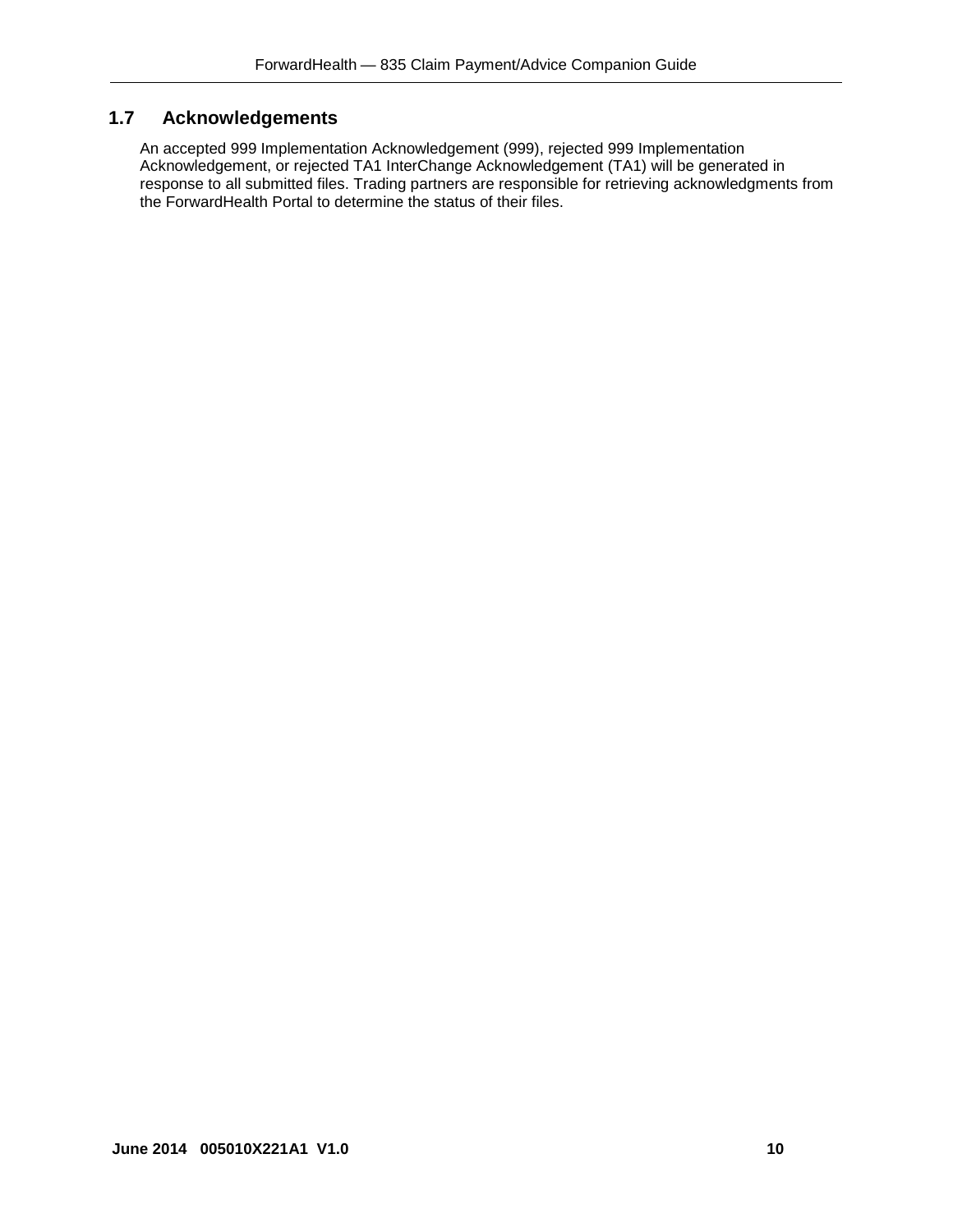## 1.7 Acknowledgements

An accepted 999 Implementation Acknowledgement (999), rejected 999 Implementation Acknowledgement, or rejected TA1 InterChange Acknowledgement (TA1) will be generated in response to all submitted files. Trading partners are responsible for retrieving acknowledgments from the ForwardHealth Portal to determine the status of their files.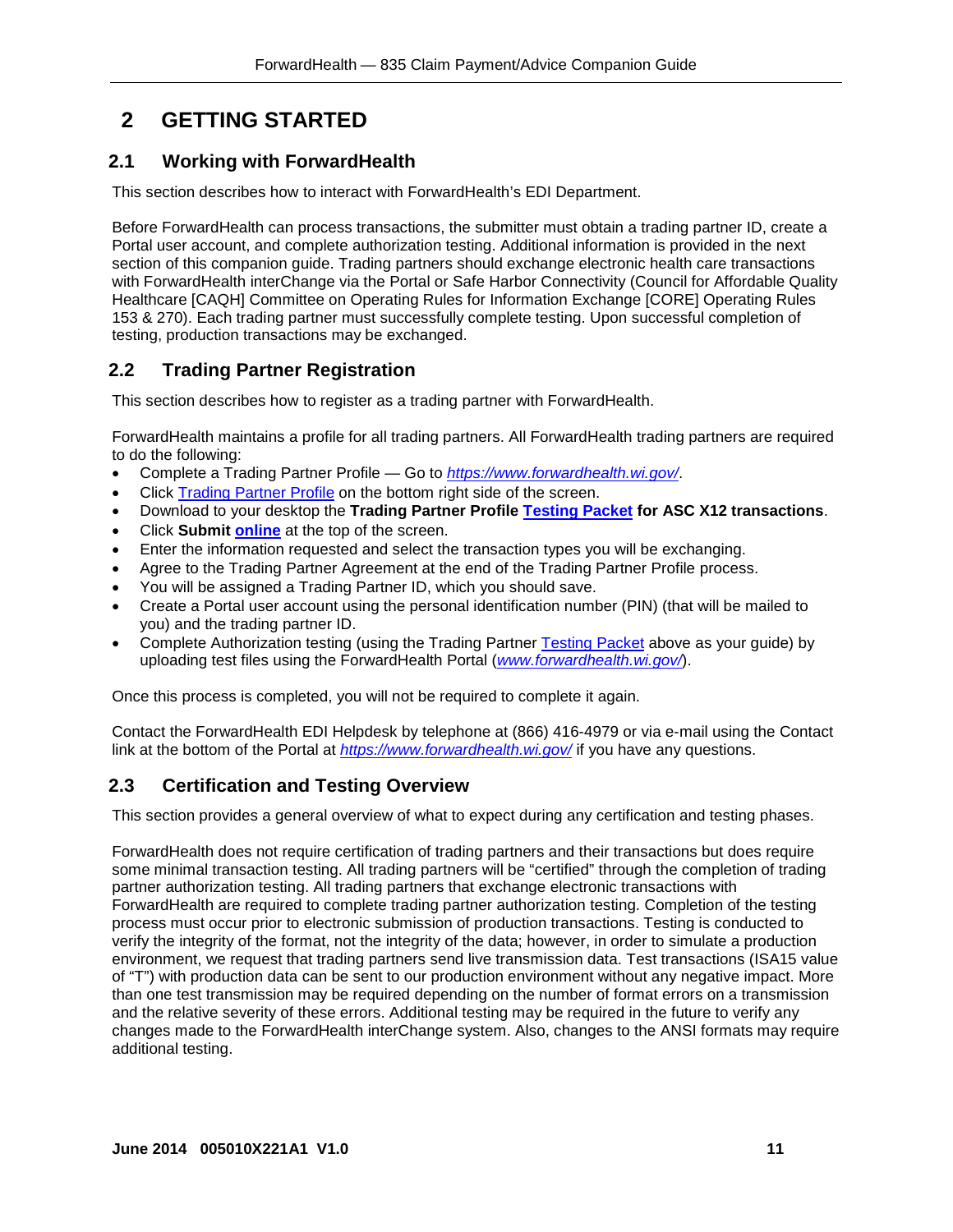# 2 GETTING STARTED

## 2.1 Working with ForwardHealth

This section describes how to interact with ForwardHealth's EDI Department.

Before ForwardHealth can process transactions, the submitter must obtain a trading partner ID, create a Portal user account, and complete authorization testing. Additional information is provided in the next section of this companion guide. Trading partners should exchange electronic health care transactions with ForwardHealth interChange via the Portal or Safe Harbor Connectivity (Council for Affordable Quality Healthcare [CAQH] Committee on Operating Rules for Information Exchange [CORE] Operating Rules 153 & 270). Each trading partner must successfully complete testing. Upon successful completion of testing, production transactions may be exchanged.

## 2.2 Trading Partner Registration

This section describes how to register as a trading partner with ForwardHealth.

ForwardHealth maintains a profile for all trading partners. All ForwardHealth trading partners are required to do the following:

- Complete a Trading Partner Profile — Go to *https://www.forwardhealth.wi.gov/*.
- Click Trading Partner Profile on the bottom right side of the screen.
- Download to your desktop the **Trading Partner Profile Testing Packet for ASC X12 transactions**.
- Click **Submit online** at the top of the screen.
- Enter the information requested and select the transaction types you will be exchanging.
- Agree to the Trading Partner Agreement at the end of the Trading Partner Profile process.
- You will be assigned a Trading Partner ID, which you should save.
- Create a Portal user account using the personal identification number (PIN) (that will be mailed to you) and the trading partner ID.
- Complete Authorization testing (using the Trading Partner Testing Packet above as your guide) by uploading test files using the ForwardHealth Portal (*www.forwardhealth.wi.gov/*).

Once this process is completed, you will not be required to complete it again.

Contact the ForwardHealth EDI Helpdesk by telephone at (866) 416-4979 or via e-mail using the Contact link at the bottom of the Portal at *https://www.forwardhealth.wi.gov/* if you have any questions.

## 2.3 Certification and Testing Overview

This section provides a general overview of what to expect during any certification and testing phases.

ForwardHealth does not require certification of trading partners and their transactions but does require some minimal transaction testing. All trading partners will be "certified" through the completion of trading partner authorization testing. All trading partners that exchange electronic transactions with ForwardHealth are required to complete trading partner authorization testing. Completion of the testing process must occur prior to electronic submission of production transactions. Testing is conducted to verify the integrity of the format, not the integrity of the data; however, in order to simulate a production environment, we request that trading partners send live transmission data. Test transactions (ISA15 value of "T") with production data can be sent to our production environment without any negative impact. More than one test transmission may be required depending on the number of format errors on a transmission and the relative severity of these errors. Additional testing may be required in the future to verify any changes made to the ForwardHealth interChange system. Also, changes to the ANSI formats may require additional testing.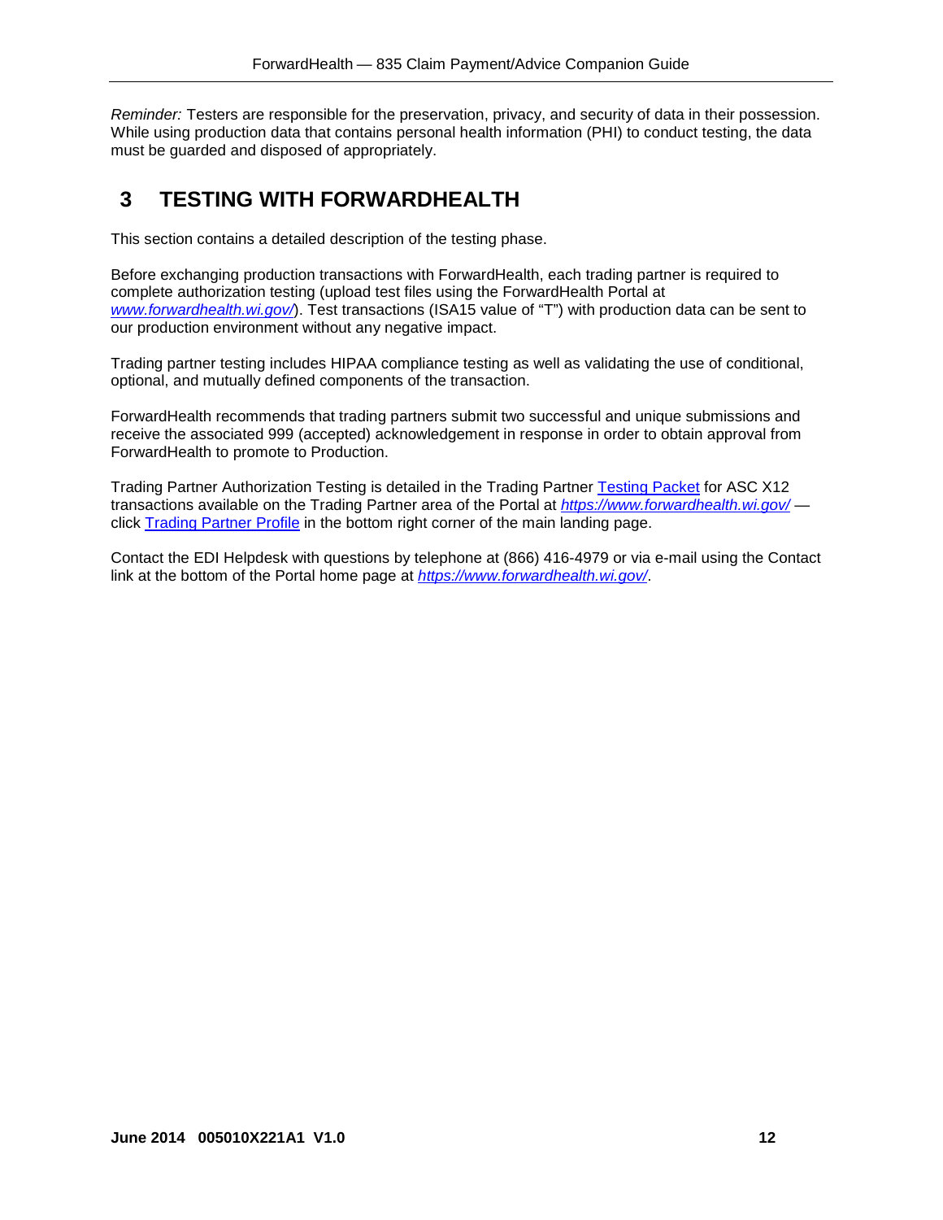*Reminder:* Testers are responsible for the preservation, privacy, and security of data in their possession. While using production data that contains personal health information (PHI) to conduct testing, the data must be guarded and disposed of appropriately.

# 3 TESTING WITH FORWARDHEALTH

This section contains a detailed description of the testing phase.

Before exchanging production transactions with ForwardHealth, each trading partner is required to complete authorization testing (upload test files using the ForwardHealth Portal at *www.forwardhealth.wi.gov/*). Test transactions (ISA15 value of "T") with production data can be sent to our production environment without any negative impact.

Trading partner testing includes HIPAA compliance testing as well as validating the use of conditional, optional, and mutually defined components of the transaction.

ForwardHealth recommends that trading partners submit two successful and unique submissions and receive the associated 999 (accepted) acknowledgement in response in order to obtain approval from ForwardHealth to promote to Production.

Trading Partner Authorization Testing is detailed in the Trading Partner Testing Packet for ASC X12 transactions available on the Trading Partner area of the Portal at *https://www.forwardhealth.wi.gov/* — click Trading Partner Profile in the bottom right corner of the main landing page.

Contact the EDI Helpdesk with questions by telephone at (866) 416-4979 or via e-mail using the Contact link at the bottom of the Portal home page at *https://www.forwardhealth.wi.gov/*.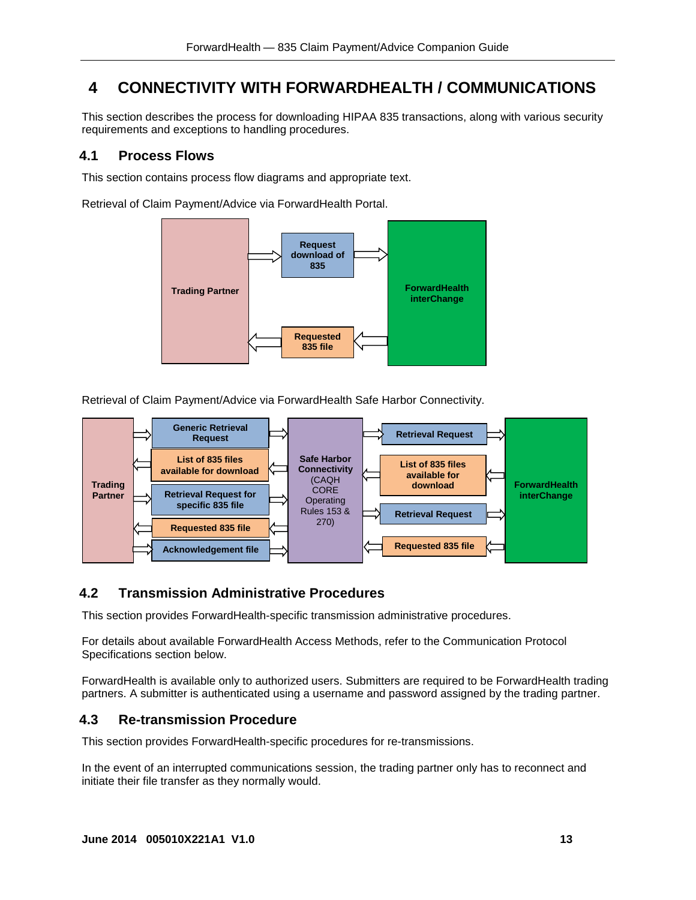# 4 CONNECTIVITY WITH FORWARDHEALTH / COMMUNICATIONS

This section describes the process for downloading HIPAA 835 transactions, along with various security requirements and exceptions to handling procedures.

## 4.1 Process Flows

This section contains process flow diagrams and appropriate text.

Retrieval of Claim Payment/Advice via ForwardHealth Portal.

Trading Partner → Request download of 835 → ForwardHealth interChange

ForwardHealth interChange → Requested 835 file → Trading Partner

Retrieval of Claim Payment/Advice via ForwardHealth Safe Harbor Connectivity.

Trading Partner → Generic Retrieval Request → Safe Harbor Connectivity (CAQH CORE Operating Rules 153 & 270) → Retrieval Request → ForwardHealth interChange

ForwardHealth interChange → List of 835 files available for download → Safe Harbor Connectivity → List of 835 files available for download → Trading Partner

Trading Partner → Retrieval Request for specific 835 file → Safe Harbor Connectivity → Retrieval Request → ForwardHealth interChange

ForwardHealth interChange → Requested 835 file → Safe Harbor Connectivity → Requested 835 file → Trading Partner

Trading Partner → Acknowledgement file → Safe Harbor Connectivity

## 4.2 Transmission Administrative Procedures

This section provides ForwardHealth-specific transmission administrative procedures.

For details about available ForwardHealth Access Methods, refer to the Communication Protocol Specifications section below.

ForwardHealth is available only to authorized users. Submitters are required to be ForwardHealth trading partners. A submitter is authenticated using a username and password assigned by the trading partner.

## 4.3 Re-transmission Procedure

This section provides ForwardHealth-specific procedures for re-transmissions.

In the event of an interrupted communications session, the trading partner only has to reconnect and initiate their file transfer as they normally would.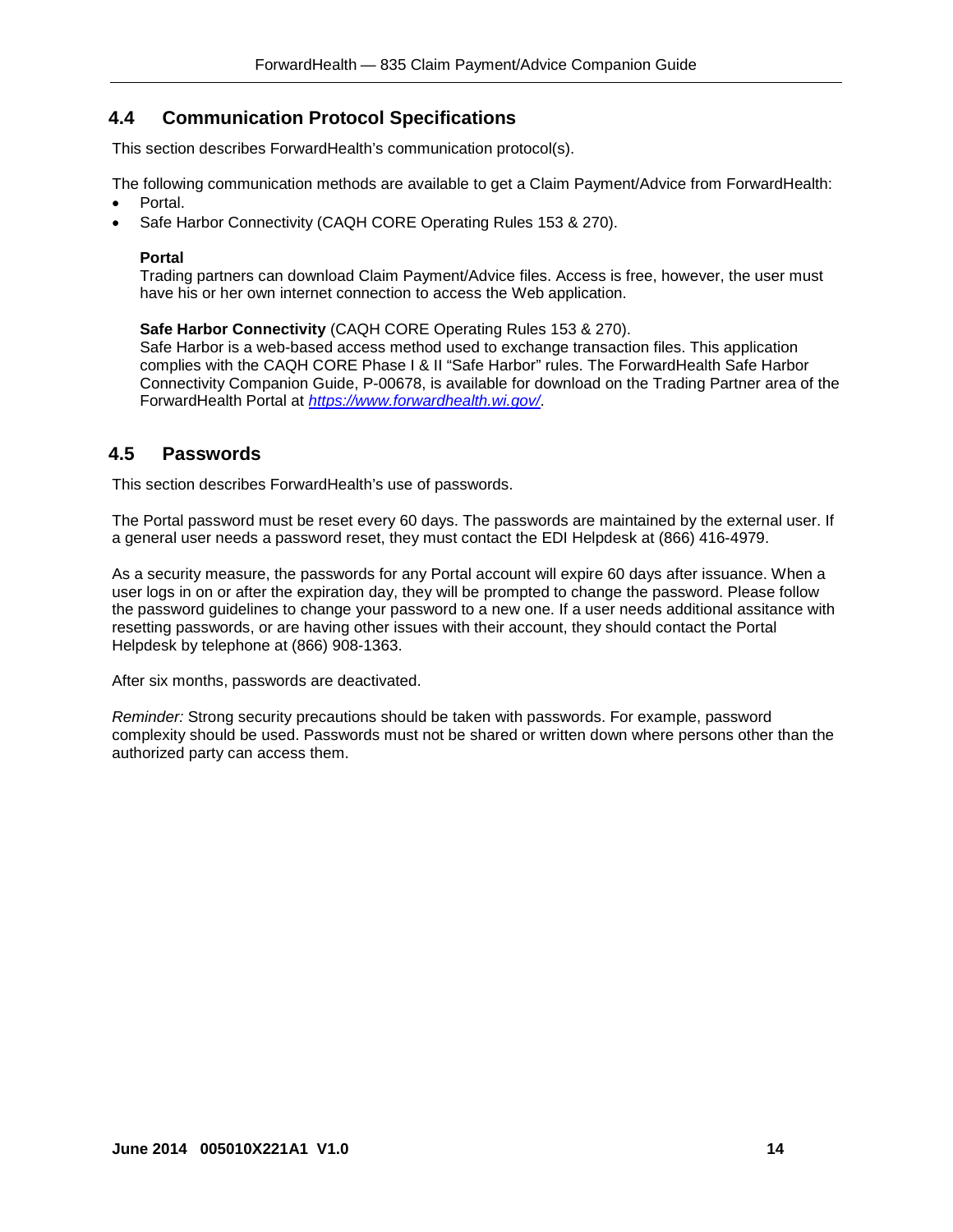## 4.4 Communication Protocol Specifications

This section describes ForwardHealth's communication protocol(s).

The following communication methods are available to get a Claim Payment/Advice from ForwardHealth:

- Portal.
- Safe Harbor Connectivity (CAQH CORE Operating Rules 153 & 270).

**Portal**
Trading partners can download Claim Payment/Advice files. Access is free, however, the user must have his or her own internet connection to access the Web application.

**Safe Harbor Connectivity** (CAQH CORE Operating Rules 153 & 270).
Safe Harbor is a web-based access method used to exchange transaction files. This application complies with the CAQH CORE Phase I & II "Safe Harbor" rules. The ForwardHealth Safe Harbor Connectivity Companion Guide, P-00678, is available for download on the Trading Partner area of the ForwardHealth Portal at *https://www.forwardhealth.wi.gov/*.

## 4.5 Passwords

This section describes ForwardHealth's use of passwords.

The Portal password must be reset every 60 days. The passwords are maintained by the external user. If a general user needs a password reset, they must contact the EDI Helpdesk at (866) 416-4979.

As a security measure, the passwords for any Portal account will expire 60 days after issuance. When a user logs in on or after the expiration day, they will be prompted to change the password. Please follow the password guidelines to change your password to a new one. If a user needs additional assitance with resetting passwords, or are having other issues with their account, they should contact the Portal Helpdesk by telephone at (866) 908-1363.

After six months, passwords are deactivated.

*Reminder:* Strong security precautions should be taken with passwords. For example, password complexity should be used. Passwords must not be shared or written down where persons other than the authorized party can access them.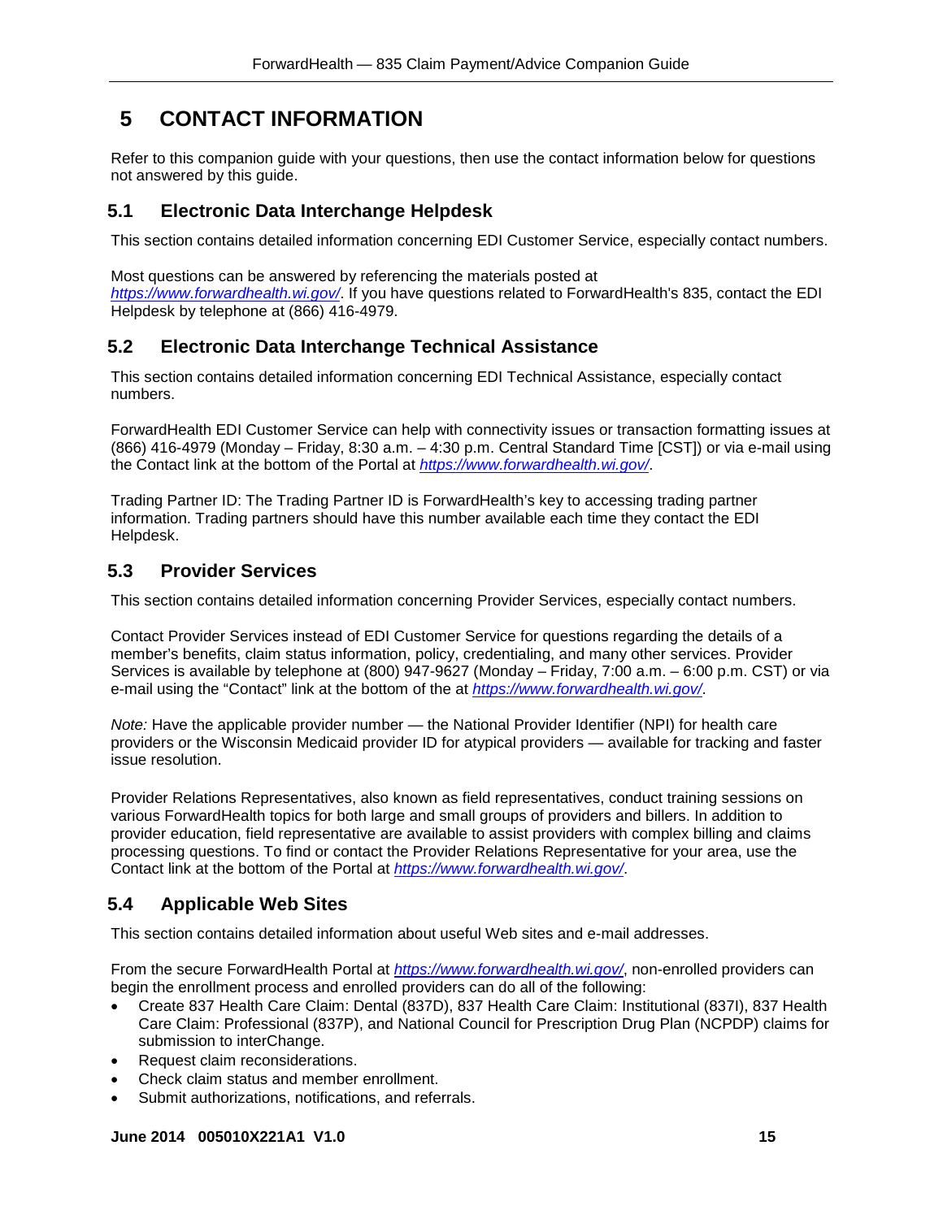# 5 CONTACT INFORMATION

Refer to this companion guide with your questions, then use the contact information below for questions not answered by this guide.

## 5.1 Electronic Data Interchange Helpdesk

This section contains detailed information concerning EDI Customer Service, especially contact numbers.

Most questions can be answered by referencing the materials posted at *https://www.forwardhealth.wi.gov/*. If you have questions related to ForwardHealth's 835, contact the EDI Helpdesk by telephone at (866) 416-4979.

## 5.2 Electronic Data Interchange Technical Assistance

This section contains detailed information concerning EDI Technical Assistance, especially contact numbers.

ForwardHealth EDI Customer Service can help with connectivity issues or transaction formatting issues at (866) 416-4979 (Monday – Friday, 8:30 a.m. – 4:30 p.m. Central Standard Time [CST]) or via e-mail using the Contact link at the bottom of the Portal at *https://www.forwardhealth.wi.gov/*.

Trading Partner ID: The Trading Partner ID is ForwardHealth's key to accessing trading partner information. Trading partners should have this number available each time they contact the EDI Helpdesk.

## 5.3 Provider Services

This section contains detailed information concerning Provider Services, especially contact numbers.

Contact Provider Services instead of EDI Customer Service for questions regarding the details of a member's benefits, claim status information, policy, credentialing, and many other services. Provider Services is available by telephone at (800) 947-9627 (Monday – Friday, 7:00 a.m. – 6:00 p.m. CST) or via e-mail using the "Contact" link at the bottom of the at *https://www.forwardhealth.wi.gov/*.

*Note:* Have the applicable provider number — the National Provider Identifier (NPI) for health care providers or the Wisconsin Medicaid provider ID for atypical providers — available for tracking and faster issue resolution.

Provider Relations Representatives, also known as field representatives, conduct training sessions on various ForwardHealth topics for both large and small groups of providers and billers. In addition to provider education, field representative are available to assist providers with complex billing and claims processing questions. To find or contact the Provider Relations Representative for your area, use the Contact link at the bottom of the Portal at *https://www.forwardhealth.wi.gov/*.

## 5.4 Applicable Web Sites

This section contains detailed information about useful Web sites and e-mail addresses.

From the secure ForwardHealth Portal at *https://www.forwardhealth.wi.gov/*, non-enrolled providers can begin the enrollment process and enrolled providers can do all of the following:

- Create 837 Health Care Claim: Dental (837D), 837 Health Care Claim: Institutional (837I), 837 Health Care Claim: Professional (837P), and National Council for Prescription Drug Plan (NCPDP) claims for submission to interChange.
- Request claim reconsiderations.
- Check claim status and member enrollment.
- Submit authorizations, notifications, and referrals.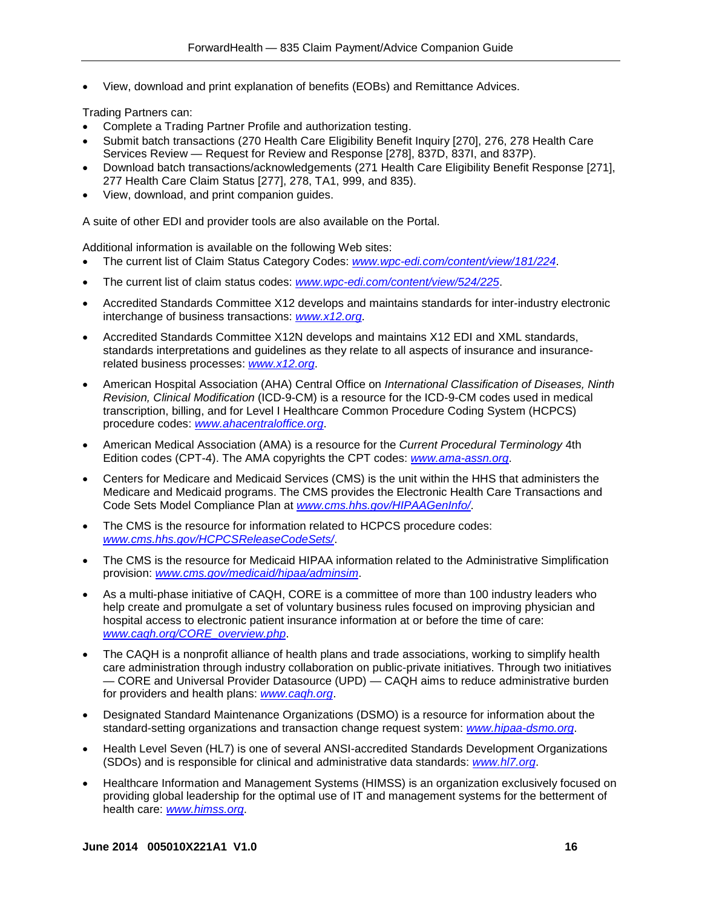- View, download and print explanation of benefits (EOBs) and Remittance Advices.

Trading Partners can:

- Complete a Trading Partner Profile and authorization testing.
- Submit batch transactions (270 Health Care Eligibility Benefit Inquiry [270], 276, 278 Health Care Services Review — Request for Review and Response [278], 837D, 837I, and 837P).
- Download batch transactions/acknowledgements (271 Health Care Eligibility Benefit Response [271], 277 Health Care Claim Status [277], 278, TA1, 999, and 835).
- View, download, and print companion guides.

A suite of other EDI and provider tools are also available on the Portal.

Additional information is available on the following Web sites:

- The current list of Claim Status Category Codes: *www.wpc-edi.com/content/view/181/224*.
- The current list of claim status codes: *www.wpc-edi.com/content/view/524/225*.
- Accredited Standards Committee X12 develops and maintains standards for inter-industry electronic interchange of business transactions: *www.x12.org*.
- Accredited Standards Committee X12N develops and maintains X12 EDI and XML standards, standards interpretations and guidelines as they relate to all aspects of insurance and insurance-related business processes: *www.x12.org*.
- American Hospital Association (AHA) Central Office on *International Classification of Diseases, Ninth Revision, Clinical Modification* (ICD-9-CM) is a resource for the ICD-9-CM codes used in medical transcription, billing, and for Level I Healthcare Common Procedure Coding System (HCPCS) procedure codes: *www.ahacentraloffice.org*.
- American Medical Association (AMA) is a resource for the *Current Procedural Terminology* 4th Edition codes (CPT-4). The AMA copyrights the CPT codes: *www.ama-assn.org*.
- Centers for Medicare and Medicaid Services (CMS) is the unit within the HHS that administers the Medicare and Medicaid programs. The CMS provides the Electronic Health Care Transactions and Code Sets Model Compliance Plan at *www.cms.hhs.gov/HIPAAGenInfo/*.
- The CMS is the resource for information related to HCPCS procedure codes: *www.cms.hhs.gov/HCPCSReleaseCodeSets/*.
- The CMS is the resource for Medicaid HIPAA information related to the Administrative Simplification provision: *www.cms.gov/medicaid/hipaa/adminsim*.
- As a multi-phase initiative of CAQH, CORE is a committee of more than 100 industry leaders who help create and promulgate a set of voluntary business rules focused on improving physician and hospital access to electronic patient insurance information at or before the time of care: *www.caqh.org/CORE_overview.php*.
- The CAQH is a nonprofit alliance of health plans and trade associations, working to simplify health care administration through industry collaboration on public-private initiatives. Through two initiatives — CORE and Universal Provider Datasource (UPD) — CAQH aims to reduce administrative burden for providers and health plans: *www.caqh.org*.
- Designated Standard Maintenance Organizations (DSMO) is a resource for information about the standard-setting organizations and transaction change request system: *www.hipaa-dsmo.org*.
- Health Level Seven (HL7) is one of several ANSI-accredited Standards Development Organizations (SDOs) and is responsible for clinical and administrative data standards: *www.hl7.org*.
- Healthcare Information and Management Systems (HIMSS) is an organization exclusively focused on providing global leadership for the optimal use of IT and management systems for the betterment of health care: *www.himss.org*.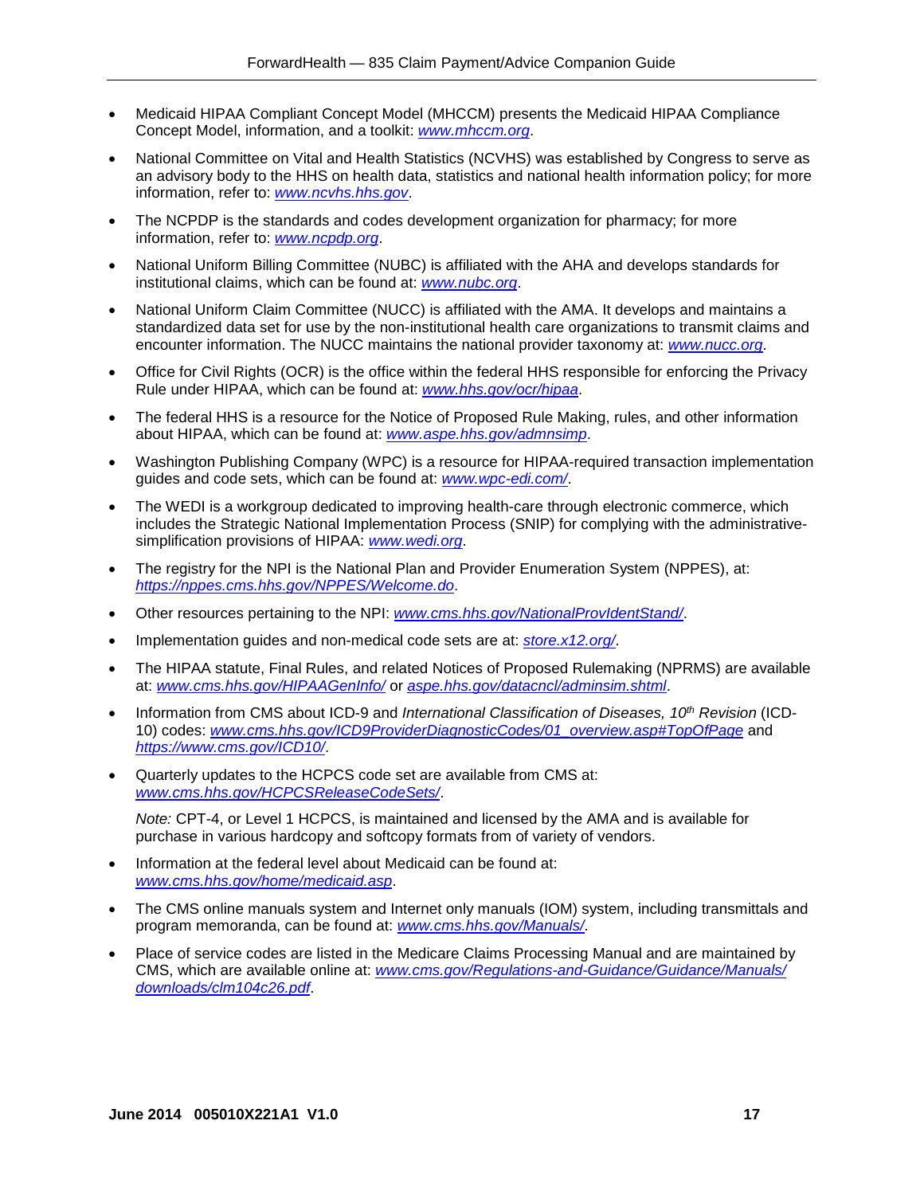- Medicaid HIPAA Compliant Concept Model (MHCCM) presents the Medicaid HIPAA Compliance Concept Model, information, and a toolkit: *www.mhccm.org*.
- National Committee on Vital and Health Statistics (NCVHS) was established by Congress to serve as an advisory body to the HHS on health data, statistics and national health information policy; for more information, refer to: *www.ncvhs.hhs.gov*.
- The NCPDP is the standards and codes development organization for pharmacy; for more information, refer to: *www.ncpdp.org*.
- National Uniform Billing Committee (NUBC) is affiliated with the AHA and develops standards for institutional claims, which can be found at: *www.nubc.org*.
- National Uniform Claim Committee (NUCC) is affiliated with the AMA. It develops and maintains a standardized data set for use by the non-institutional health care organizations to transmit claims and encounter information. The NUCC maintains the national provider taxonomy at: *www.nucc.org*.
- Office for Civil Rights (OCR) is the office within the federal HHS responsible for enforcing the Privacy Rule under HIPAA, which can be found at: *www.hhs.gov/ocr/hipaa*.
- The federal HHS is a resource for the Notice of Proposed Rule Making, rules, and other information about HIPAA, which can be found at: *www.aspe.hhs.gov/admnsimp*.
- Washington Publishing Company (WPC) is a resource for HIPAA-required transaction implementation guides and code sets, which can be found at: *www.wpc-edi.com/*.
- The WEDI is a workgroup dedicated to improving health-care through electronic commerce, which includes the Strategic National Implementation Process (SNIP) for complying with the administrative-simplification provisions of HIPAA: *www.wedi.org*.
- The registry for the NPI is the National Plan and Provider Enumeration System (NPPES), at: *https://nppes.cms.hhs.gov/NPPES/Welcome.do*.
- Other resources pertaining to the NPI: *www.cms.hhs.gov/NationalProvIdentStand/*.
- Implementation guides and non-medical code sets are at: *store.x12.org/*.
- The HIPAA statute, Final Rules, and related Notices of Proposed Rulemaking (NPRMS) are available at: *www.cms.hhs.gov/HIPAAGenInfo/* or *aspe.hhs.gov/datacncl/adminsim.shtml*.
- Information from CMS about ICD-9 and *International Classification of Diseases, 10th Revision* (ICD-10) codes: *www.cms.hhs.gov/ICD9ProviderDiagnosticCodes/01_overview.asp#TopOfPage* and *https://www.cms.gov/ICD10/*.
- Quarterly updates to the HCPCS code set are available from CMS at: *www.cms.hhs.gov/HCPCSReleaseCodeSets/*.

  *Note:* CPT-4, or Level 1 HCPCS, is maintained and licensed by the AMA and is available for purchase in various hardcopy and softcopy formats from of variety of vendors.
- Information at the federal level about Medicaid can be found at: *www.cms.hhs.gov/home/medicaid.asp*.
- The CMS online manuals system and Internet only manuals (IOM) system, including transmittals and program memoranda, can be found at: *www.cms.hhs.gov/Manuals/*.
- Place of service codes are listed in the Medicare Claims Processing Manual and are maintained by CMS, which are available online at: *www.cms.gov/Regulations-and-Guidance/Guidance/Manuals/downloads/clm104c26.pdf*.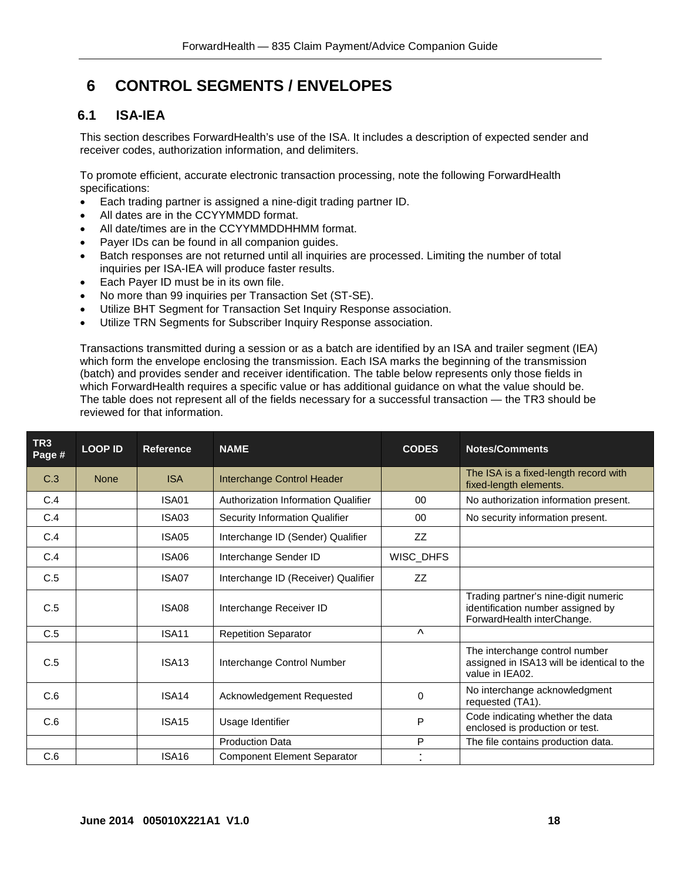# 6 CONTROL SEGMENTS / ENVELOPES

## 6.1 ISA-IEA

This section describes ForwardHealth's use of the ISA. It includes a description of expected sender and receiver codes, authorization information, and delimiters.

To promote efficient, accurate electronic transaction processing, note the following ForwardHealth specifications:

- Each trading partner is assigned a nine-digit trading partner ID.
- All dates are in the CCYYMMDD format.
- All date/times are in the CCYYMMDDHHMM format.
- Payer IDs can be found in all companion guides.
- Batch responses are not returned until all inquiries are processed. Limiting the number of total inquiries per ISA-IEA will produce faster results.
- Each Payer ID must be in its own file.
- No more than 99 inquiries per Transaction Set (ST-SE).
- Utilize BHT Segment for Transaction Set Inquiry Response association.
- Utilize TRN Segments for Subscriber Inquiry Response association.

Transactions transmitted during a session or as a batch are identified by an ISA and trailer segment (IEA) which form the envelope enclosing the transmission. Each ISA marks the beginning of the transmission (batch) and provides sender and receiver identification. The table below represents only those fields in which ForwardHealth requires a specific value or has additional guidance on what the value should be. The table does not represent all of the fields necessary for a successful transaction — the TR3 should be reviewed for that information.

| TR3 Page # | LOOP ID | Reference | NAME | CODES | Notes/Comments |
|---|---|---|---|---|---|
| C.3 | None | ISA | Interchange Control Header | | The ISA is a fixed-length record with fixed-length elements. |
| C.4 | | ISA01 | Authorization Information Qualifier | 00 | No authorization information present. |
| C.4 | | ISA03 | Security Information Qualifier | 00 | No security information present. |
| C.4 | | ISA05 | Interchange ID (Sender) Qualifier | ZZ | |
| C.4 | | ISA06 | Interchange Sender ID | WISC_DHFS | |
| C.5 | | ISA07 | Interchange ID (Receiver) Qualifier | ZZ | |
| C.5 | | ISA08 | Interchange Receiver ID | | Trading partner's nine-digit numeric identification number assigned by ForwardHealth interChange. |
| C.5 | | ISA11 | Repetition Separator | ^ | |
| C.5 | | ISA13 | Interchange Control Number | | The interchange control number assigned in ISA13 will be identical to the value in IEA02. |
| C.6 | | ISA14 | Acknowledgement Requested | 0 | No interchange acknowledgment requested (TA1). |
| C.6 | | ISA15 | Usage Identifier | P | Code indicating whether the data enclosed is production or test. |
| | | | Production Data | P | The file contains production data. |
| C.6 | | ISA16 | Component Element Separator | : | |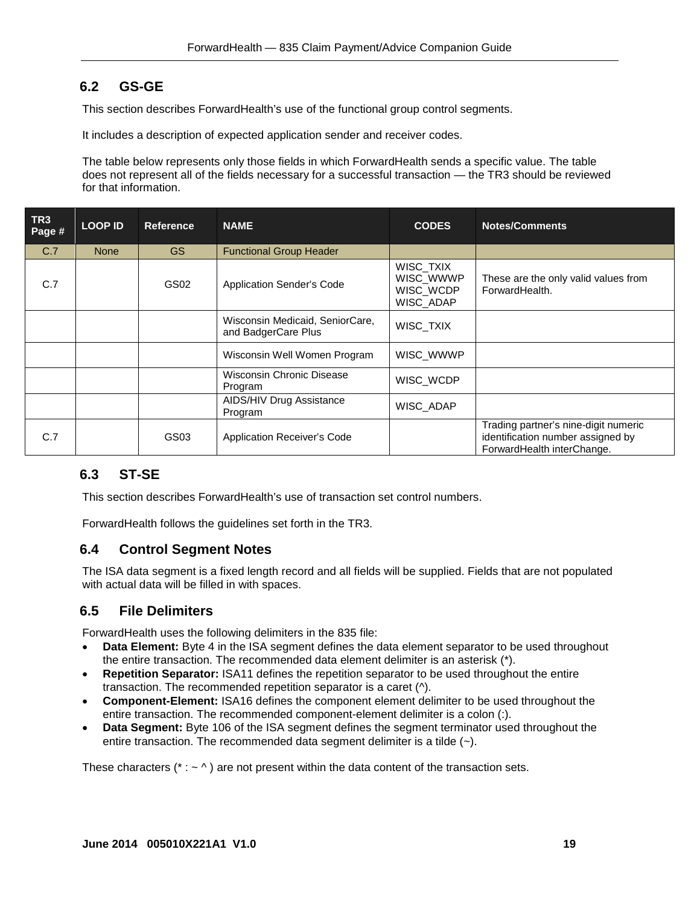## 6.2 GS-GE

This section describes ForwardHealth's use of the functional group control segments.

It includes a description of expected application sender and receiver codes.

The table below represents only those fields in which ForwardHealth sends a specific value. The table does not represent all of the fields necessary for a successful transaction — the TR3 should be reviewed for that information.

| TR3 Page # | LOOP ID | Reference | NAME | CODES | Notes/Comments |
|---|---|---|---|---|---|
| C.7 | None | GS | Functional Group Header | | |
| C.7 | | GS02 | Application Sender's Code | WISC_TXIX WISC_WWWP WISC_WCDP WISC_ADAP | These are the only valid values from ForwardHealth. |
| | | | Wisconsin Medicaid, SeniorCare, and BadgerCare Plus | WISC_TXIX | |
| | | | Wisconsin Well Women Program | WISC_WWWP | |
| | | | Wisconsin Chronic Disease Program | WISC_WCDP | |
| | | | AIDS/HIV Drug Assistance Program | WISC_ADAP | |
| C.7 | | GS03 | Application Receiver's Code | | Trading partner's nine-digit numeric identification number assigned by ForwardHealth interChange. |

## 6.3 ST-SE

This section describes ForwardHealth's use of transaction set control numbers.

ForwardHealth follows the guidelines set forth in the TR3.

## 6.4 Control Segment Notes

The ISA data segment is a fixed length record and all fields will be supplied. Fields that are not populated with actual data will be filled in with spaces.

## 6.5 File Delimiters

ForwardHealth uses the following delimiters in the 835 file:

- **Data Element:** Byte 4 in the ISA segment defines the data element separator to be used throughout the entire transaction. The recommended data element delimiter is an asterisk (*).
- **Repetition Separator:** ISA11 defines the repetition separator to be used throughout the entire transaction. The recommended repetition separator is a caret (^).
- **Component-Element:** ISA16 defines the component element delimiter to be used throughout the entire transaction. The recommended component-element delimiter is a colon (:).
- **Data Segment:** Byte 106 of the ISA segment defines the segment terminator used throughout the entire transaction. The recommended data segment delimiter is a tilde (~).

These characters (* : ~ ^ ) are not present within the data content of the transaction sets.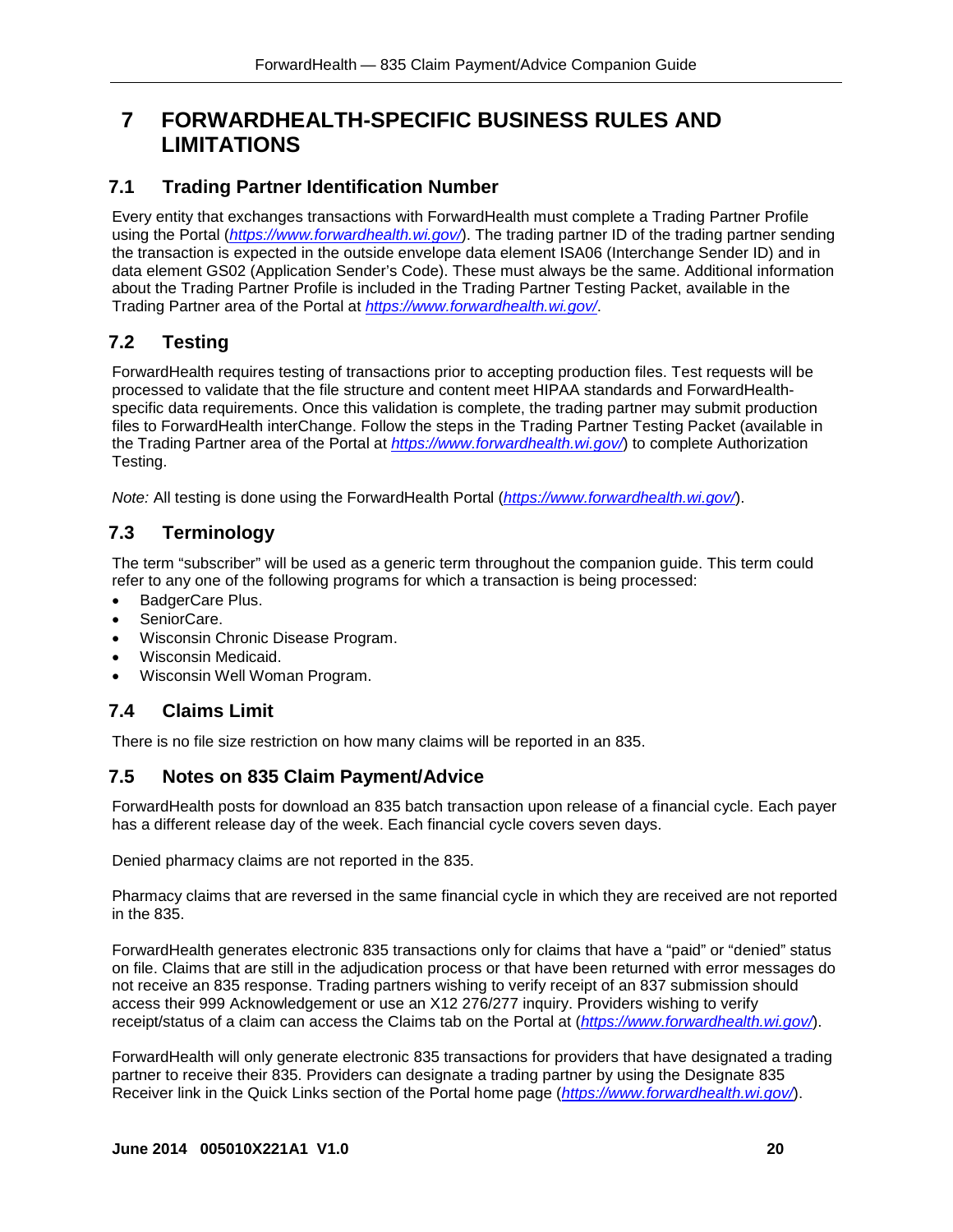# 7 FORWARDHEALTH-SPECIFIC BUSINESS RULES AND LIMITATIONS

## 7.1 Trading Partner Identification Number

Every entity that exchanges transactions with ForwardHealth must complete a Trading Partner Profile using the Portal (*https://www.forwardhealth.wi.gov/*). The trading partner ID of the trading partner sending the transaction is expected in the outside envelope data element ISA06 (Interchange Sender ID) and in data element GS02 (Application Sender's Code). These must always be the same. Additional information about the Trading Partner Profile is included in the Trading Partner Testing Packet, available in the Trading Partner area of the Portal at *https://www.forwardhealth.wi.gov/*.

## 7.2 Testing

ForwardHealth requires testing of transactions prior to accepting production files. Test requests will be processed to validate that the file structure and content meet HIPAA standards and ForwardHealth-specific data requirements. Once this validation is complete, the trading partner may submit production files to ForwardHealth interChange. Follow the steps in the Trading Partner Testing Packet (available in the Trading Partner area of the Portal at *https://www.forwardhealth.wi.gov/*) to complete Authorization Testing.

*Note:* All testing is done using the ForwardHealth Portal (*https://www.forwardhealth.wi.gov/*).

## 7.3 Terminology

The term "subscriber" will be used as a generic term throughout the companion guide. This term could refer to any one of the following programs for which a transaction is being processed:

- BadgerCare Plus.
- SeniorCare.
- Wisconsin Chronic Disease Program.
- Wisconsin Medicaid.
- Wisconsin Well Woman Program.

## 7.4 Claims Limit

There is no file size restriction on how many claims will be reported in an 835.

## 7.5 Notes on 835 Claim Payment/Advice

ForwardHealth posts for download an 835 batch transaction upon release of a financial cycle. Each payer has a different release day of the week. Each financial cycle covers seven days.

Denied pharmacy claims are not reported in the 835.

Pharmacy claims that are reversed in the same financial cycle in which they are received are not reported in the 835.

ForwardHealth generates electronic 835 transactions only for claims that have a "paid" or "denied" status on file. Claims that are still in the adjudication process or that have been returned with error messages do not receive an 835 response. Trading partners wishing to verify receipt of an 837 submission should access their 999 Acknowledgement or use an X12 276/277 inquiry. Providers wishing to verify receipt/status of a claim can access the Claims tab on the Portal at (*https://www.forwardhealth.wi.gov/*).

ForwardHealth will only generate electronic 835 transactions for providers that have designated a trading partner to receive their 835. Providers can designate a trading partner by using the Designate 835 Receiver link in the Quick Links section of the Portal home page (*https://www.forwardhealth.wi.gov/*).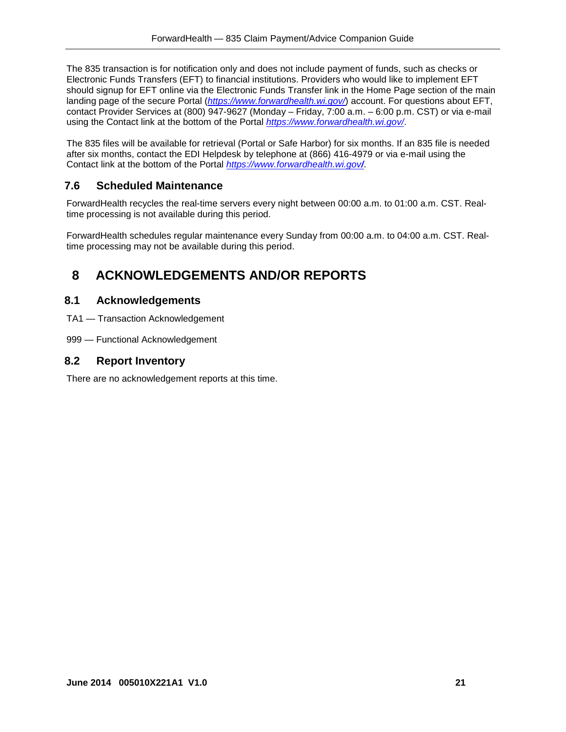The 835 transaction is for notification only and does not include payment of funds, such as checks or Electronic Funds Transfers (EFT) to financial institutions. Providers who would like to implement EFT should signup for EFT online via the Electronic Funds Transfer link in the Home Page section of the main landing page of the secure Portal (*https://www.forwardhealth.wi.gov/*) account. For questions about EFT, contact Provider Services at (800) 947-9627 (Monday – Friday, 7:00 a.m. – 6:00 p.m. CST) or via e-mail using the Contact link at the bottom of the Portal *https://www.forwardhealth.wi.gov/*.

The 835 files will be available for retrieval (Portal or Safe Harbor) for six months. If an 835 file is needed after six months, contact the EDI Helpdesk by telephone at (866) 416-4979 or via e-mail using the Contact link at the bottom of the Portal *https://www.forwardhealth.wi.gov/*.

## 7.6 Scheduled Maintenance

ForwardHealth recycles the real-time servers every night between 00:00 a.m. to 01:00 a.m. CST. Real-time processing is not available during this period.

ForwardHealth schedules regular maintenance every Sunday from 00:00 a.m. to 04:00 a.m. CST. Real-time processing may not be available during this period.

# 8 ACKNOWLEDGEMENTS AND/OR REPORTS

## 8.1 Acknowledgements

TA1 — Transaction Acknowledgement

999 — Functional Acknowledgement

## 8.2 Report Inventory

There are no acknowledgement reports at this time.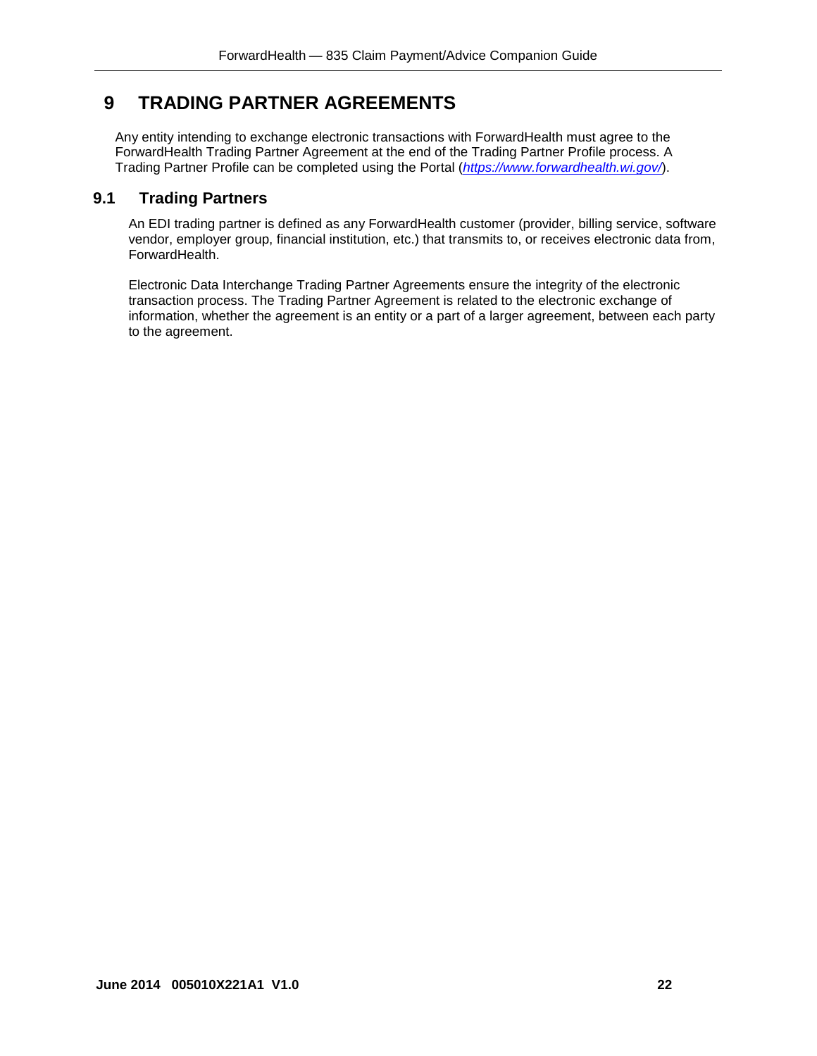# 9 TRADING PARTNER AGREEMENTS

Any entity intending to exchange electronic transactions with ForwardHealth must agree to the ForwardHealth Trading Partner Agreement at the end of the Trading Partner Profile process. A Trading Partner Profile can be completed using the Portal (*https://www.forwardhealth.wi.gov/*).

## 9.1 Trading Partners

An EDI trading partner is defined as any ForwardHealth customer (provider, billing service, software vendor, employer group, financial institution, etc.) that transmits to, or receives electronic data from, ForwardHealth.

Electronic Data Interchange Trading Partner Agreements ensure the integrity of the electronic transaction process. The Trading Partner Agreement is related to the electronic exchange of information, whether the agreement is an entity or a part of a larger agreement, between each party to the agreement.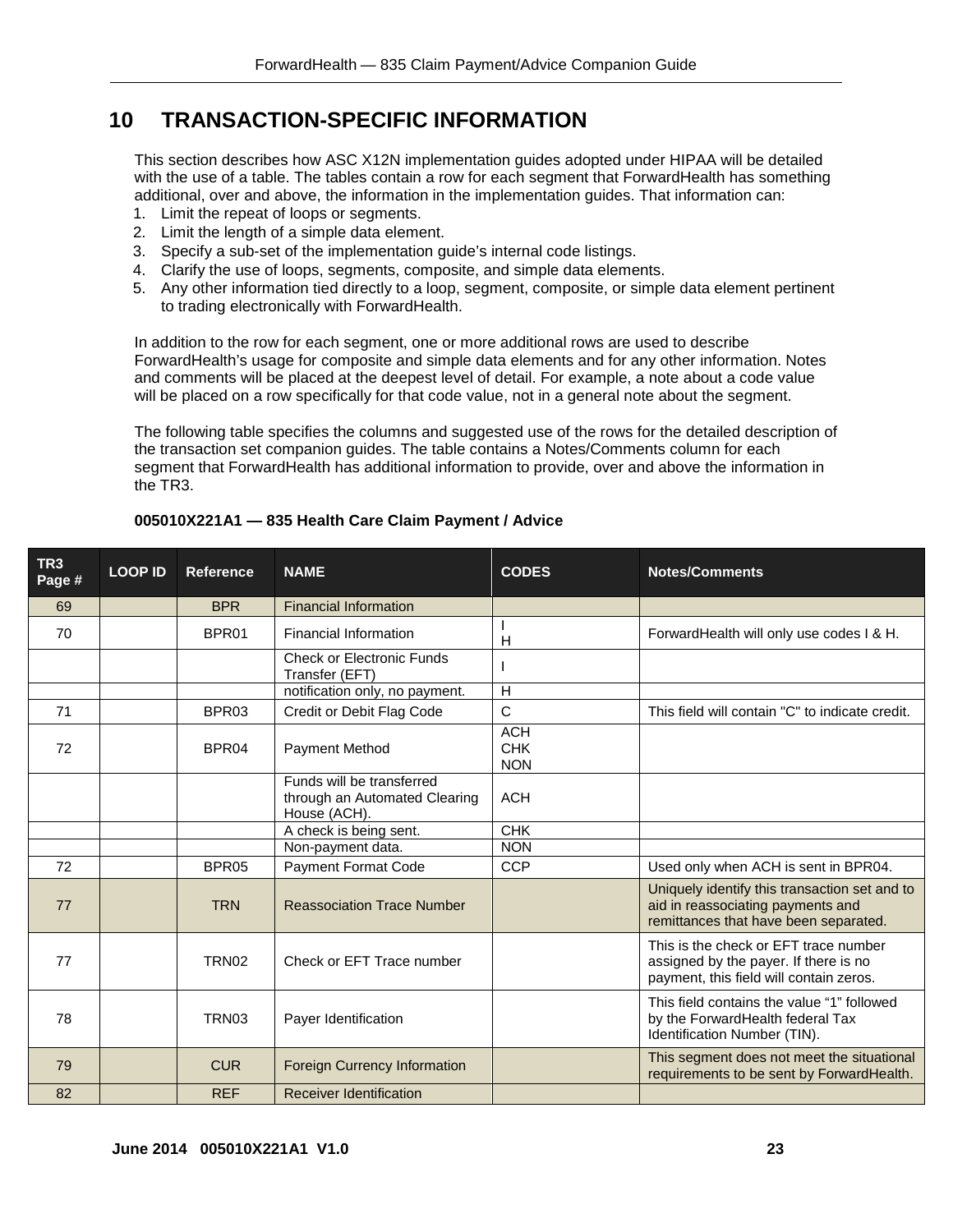# 10 TRANSACTION-SPECIFIC INFORMATION

This section describes how ASC X12N implementation guides adopted under HIPAA will be detailed with the use of a table. The tables contain a row for each segment that ForwardHealth has something additional, over and above, the information in the implementation guides. That information can:

1. Limit the repeat of loops or segments.
2. Limit the length of a simple data element.
3. Specify a sub-set of the implementation guide's internal code listings.
4. Clarify the use of loops, segments, composite, and simple data elements.
5. Any other information tied directly to a loop, segment, composite, or simple data element pertinent to trading electronically with ForwardHealth.

In addition to the row for each segment, one or more additional rows are used to describe ForwardHealth's usage for composite and simple data elements and for any other information. Notes and comments will be placed at the deepest level of detail. For example, a note about a code value will be placed on a row specifically for that code value, not in a general note about the segment.

The following table specifies the columns and suggested use of the rows for the detailed description of the transaction set companion guides. The table contains a Notes/Comments column for each segment that ForwardHealth has additional information to provide, over and above the information in the TR3.

**005010X221A1 — 835 Health Care Claim Payment / Advice**

| TR3 Page # | LOOP ID | Reference | NAME | CODES | Notes/Comments |
|---|---|---|---|---|---|
| 69 | | BPR | Financial Information | | |
| 70 | | BPR01 | Financial Information | I<br>H | ForwardHealth will only use codes I & H. |
| | | | Check or Electronic Funds Transfer (EFT) | I | |
| | | | notification only, no payment. | H | |
| 71 | | BPR03 | Credit or Debit Flag Code | C | This field will contain "C" to indicate credit. |
| 72 | | BPR04 | Payment Method | ACH<br>CHK<br>NON | |
| | | | Funds will be transferred through an Automated Clearing House (ACH). | ACH | |
| | | | A check is being sent. | CHK | |
| | | | Non-payment data. | NON | |
| 72 | | BPR05 | Payment Format Code | CCP | Used only when ACH is sent in BPR04. |
| 77 | | TRN | Reassociation Trace Number | | Uniquely identify this transaction set and to aid in reassociating payments and remittances that have been separated. |
| 77 | | TRN02 | Check or EFT Trace number | | This is the check or EFT trace number assigned by the payer. If there is no payment, this field will contain zeros. |
| 78 | | TRN03 | Payer Identification | | This field contains the value "1" followed by the ForwardHealth federal Tax Identification Number (TIN). |
| 79 | | CUR | Foreign Currency Information | | This segment does not meet the situational requirements to be sent by ForwardHealth. |
| 82 | | REF | Receiver Identification | | |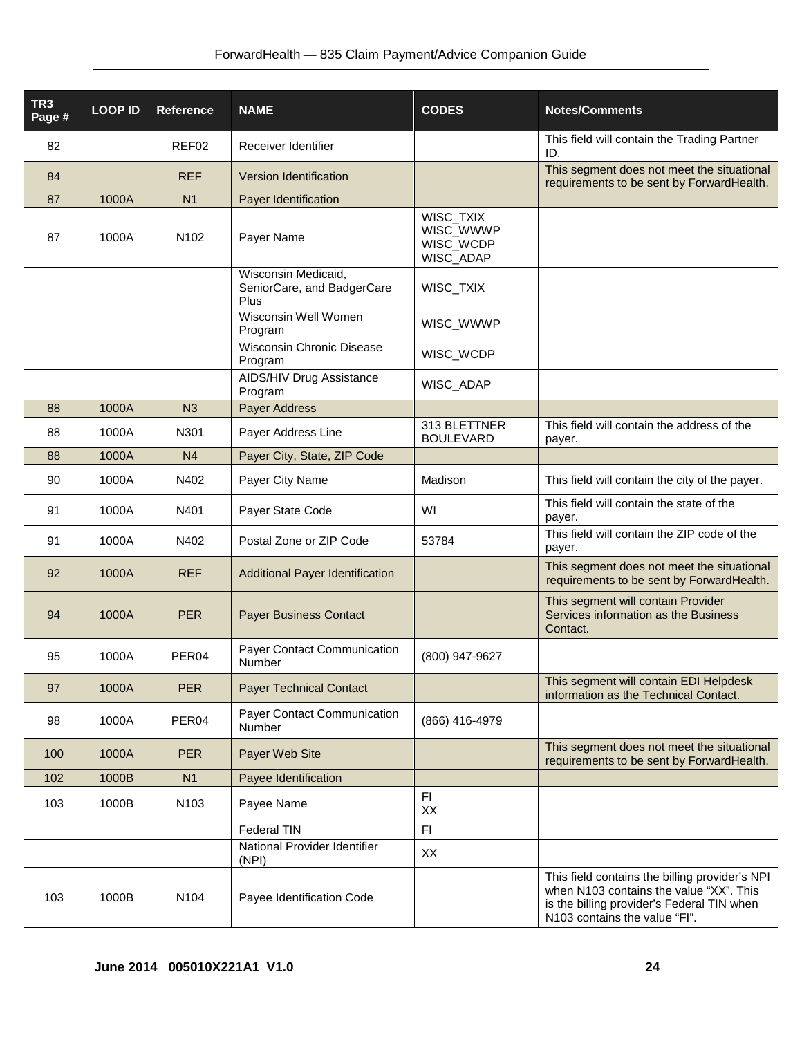| TR3 Page # | LOOP ID | Reference | NAME | CODES | Notes/Comments |
|---|---|---|---|---|---|
| 82 | | REF02 | Receiver Identifier | | This field will contain the Trading Partner ID. |
| 84 | | REF | Version Identification | | This segment does not meet the situational requirements to be sent by ForwardHealth. |
| 87 | 1000A | N1 | Payer Identification | | |
| 87 | 1000A | N102 | Payer Name | WISC_TXIX<br>WISC_WWWP<br>WISC_WCDP<br>WISC_ADAP | |
| | | | Wisconsin Medicaid, SeniorCare, and BadgerCare Plus | WISC_TXIX | |
| | | | Wisconsin Well Women Program | WISC_WWWP | |
| | | | Wisconsin Chronic Disease Program | WISC_WCDP | |
| | | | AIDS/HIV Drug Assistance Program | WISC_ADAP | |
| 88 | 1000A | N3 | Payer Address | | |
| 88 | 1000A | N301 | Payer Address Line | 313 BLETTNER BOULEVARD | This field will contain the address of the payer. |
| 88 | 1000A | N4 | Payer City, State, ZIP Code | | |
| 90 | 1000A | N402 | Payer City Name | Madison | This field will contain the city of the payer. |
| 91 | 1000A | N401 | Payer State Code | WI | This field will contain the state of the payer. |
| 91 | 1000A | N402 | Postal Zone or ZIP Code | 53784 | This field will contain the ZIP code of the payer. |
| 92 | 1000A | REF | Additional Payer Identification | | This segment does not meet the situational requirements to be sent by ForwardHealth. |
| 94 | 1000A | PER | Payer Business Contact | | This segment will contain Provider Services information as the Business Contact. |
| 95 | 1000A | PER04 | Payer Contact Communication Number | (800) 947-9627 | |
| 97 | 1000A | PER | Payer Technical Contact | | This segment will contain EDI Helpdesk information as the Technical Contact. |
| 98 | 1000A | PER04 | Payer Contact Communication Number | (866) 416-4979 | |
| 100 | 1000A | PER | Payer Web Site | | This segment does not meet the situational requirements to be sent by ForwardHealth. |
| 102 | 1000B | N1 | Payee Identification | | |
| 103 | 1000B | N103 | Payee Name | FI<br>XX | |
| | | | Federal TIN | FI | |
| | | | National Provider Identifier (NPI) | XX | |
| 103 | 1000B | N104 | Payee Identification Code | | This field contains the billing provider's NPI when N103 contains the value "XX". This is the billing provider's Federal TIN when N103 contains the value "FI". |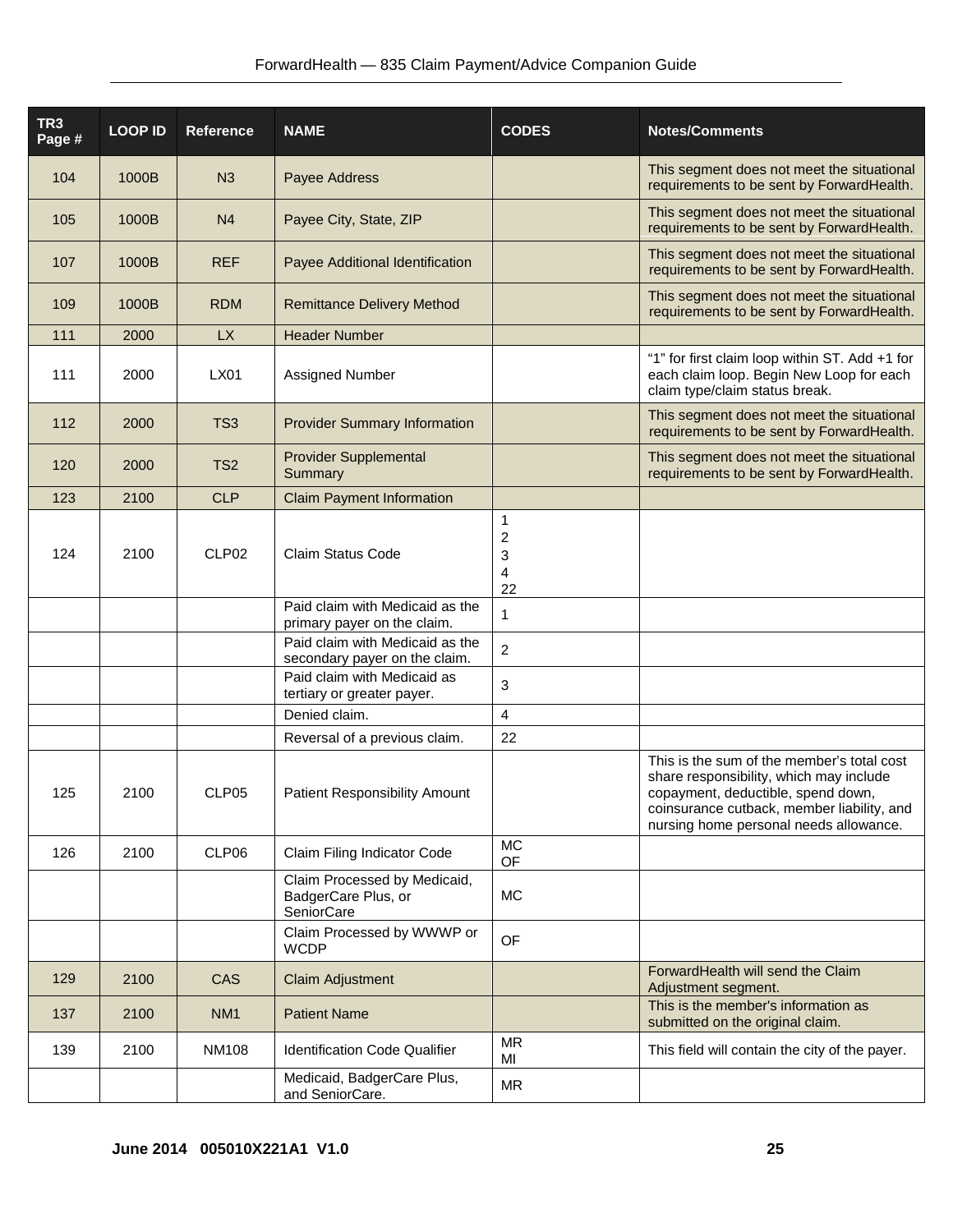| TR3 Page # | LOOP ID | Reference | NAME | CODES | Notes/Comments |
|---|---|---|---|---|---|
| 104 | 1000B | N3 | Payee Address | | This segment does not meet the situational requirements to be sent by ForwardHealth. |
| 105 | 1000B | N4 | Payee City, State, ZIP | | This segment does not meet the situational requirements to be sent by ForwardHealth. |
| 107 | 1000B | REF | Payee Additional Identification | | This segment does not meet the situational requirements to be sent by ForwardHealth. |
| 109 | 1000B | RDM | Remittance Delivery Method | | This segment does not meet the situational requirements to be sent by ForwardHealth. |
| 111 | 2000 | LX | Header Number | | |
| 111 | 2000 | LX01 | Assigned Number | | "1" for first claim loop within ST. Add +1 for each claim loop. Begin New Loop for each claim type/claim status break. |
| 112 | 2000 | TS3 | Provider Summary Information | | This segment does not meet the situational requirements to be sent by ForwardHealth. |
| 120 | 2000 | TS2 | Provider Supplemental Summary | | This segment does not meet the situational requirements to be sent by ForwardHealth. |
| 123 | 2100 | CLP | Claim Payment Information | | |
| 124 | 2100 | CLP02 | Claim Status Code | 1<br>2<br>3<br>4<br>22 | |
| | | | Paid claim with Medicaid as the primary payer on the claim. | 1 | |
| | | | Paid claim with Medicaid as the secondary payer on the claim. | 2 | |
| | | | Paid claim with Medicaid as tertiary or greater payer. | 3 | |
| | | | Denied claim. | 4 | |
| | | | Reversal of a previous claim. | 22 | |
| 125 | 2100 | CLP05 | Patient Responsibility Amount | | This is the sum of the member's total cost share responsibility, which may include copayment, deductible, spend down, coinsurance cutback, member liability, and nursing home personal needs allowance. |
| 126 | 2100 | CLP06 | Claim Filing Indicator Code | MC<br>OF | |
| | | | Claim Processed by Medicaid, BadgerCare Plus, or SeniorCare | MC | |
| | | | Claim Processed by WWWP or WCDP | OF | |
| 129 | 2100 | CAS | Claim Adjustment | | ForwardHealth will send the Claim Adjustment segment. |
| 137 | 2100 | NM1 | Patient Name | | This is the member's information as submitted on the original claim. |
| 139 | 2100 | NM108 | Identification Code Qualifier | MR<br>MI | This field will contain the city of the payer. |
| | | | Medicaid, BadgerCare Plus, and SeniorCare. | MR | |

**June 2014 005010X221A1 V1.0**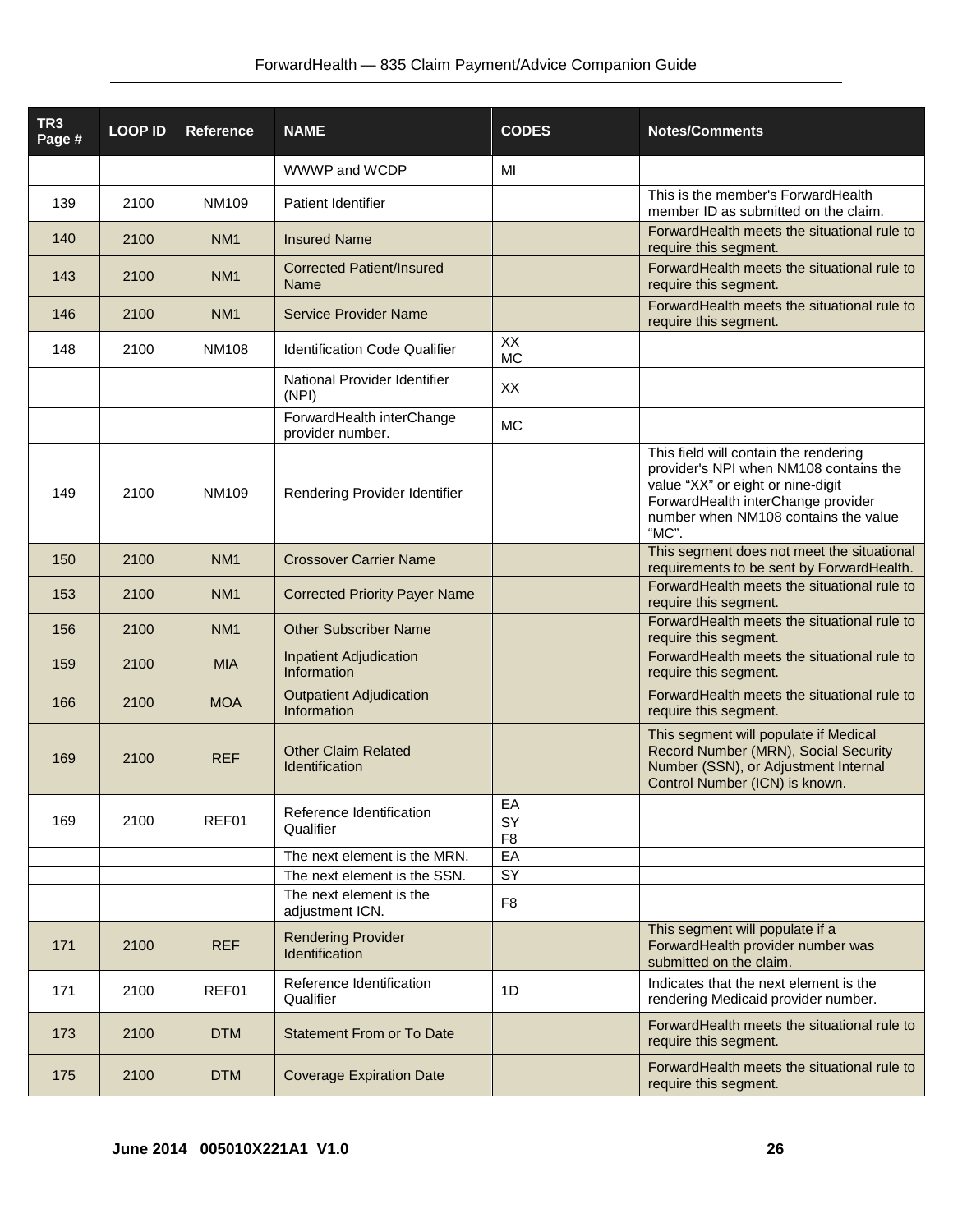| TR3 Page # | LOOP ID | Reference | NAME | CODES | Notes/Comments |
|---|---|---|---|---|---|
| | | | WWWP and WCDP | MI | |
| 139 | 2100 | NM109 | Patient Identifier | | This is the member's ForwardHealth member ID as submitted on the claim. |
| 140 | 2100 | NM1 | Insured Name | | ForwardHealth meets the situational rule to require this segment. |
| 143 | 2100 | NM1 | Corrected Patient/Insured Name | | ForwardHealth meets the situational rule to require this segment. |
| 146 | 2100 | NM1 | Service Provider Name | | ForwardHealth meets the situational rule to require this segment. |
| 148 | 2100 | NM108 | Identification Code Qualifier | XX MC | |
| | | | National Provider Identifier (NPI) | XX | |
| | | | ForwardHealth interChange provider number. | MC | |
| 149 | 2100 | NM109 | Rendering Provider Identifier | | This field will contain the rendering provider's NPI when NM108 contains the value "XX" or eight or nine-digit ForwardHealth interChange provider number when NM108 contains the value "MC". |
| 150 | 2100 | NM1 | Crossover Carrier Name | | This segment does not meet the situational requirements to be sent by ForwardHealth. |
| 153 | 2100 | NM1 | Corrected Priority Payer Name | | ForwardHealth meets the situational rule to require this segment. |
| 156 | 2100 | NM1 | Other Subscriber Name | | ForwardHealth meets the situational rule to require this segment. |
| 159 | 2100 | MIA | Inpatient Adjudication Information | | ForwardHealth meets the situational rule to require this segment. |
| 166 | 2100 | MOA | Outpatient Adjudication Information | | ForwardHealth meets the situational rule to require this segment. |
| 169 | 2100 | REF | Other Claim Related Identification | | This segment will populate if Medical Record Number (MRN), Social Security Number (SSN), or Adjustment Internal Control Number (ICN) is known. |
| 169 | 2100 | REF01 | Reference Identification Qualifier | EA SY F8 | |
| | | | The next element is the MRN. | EA | |
| | | | The next element is the SSN. | SY | |
| | | | The next element is the adjustment ICN. | F8 | |
| 171 | 2100 | REF | Rendering Provider Identification | | This segment will populate if a ForwardHealth provider number was submitted on the claim. |
| 171 | 2100 | REF01 | Reference Identification Qualifier | 1D | Indicates that the next element is the rendering Medicaid provider number. |
| 173 | 2100 | DTM | Statement From or To Date | | ForwardHealth meets the situational rule to require this segment. |
| 175 | 2100 | DTM | Coverage Expiration Date | | ForwardHealth meets the situational rule to require this segment. |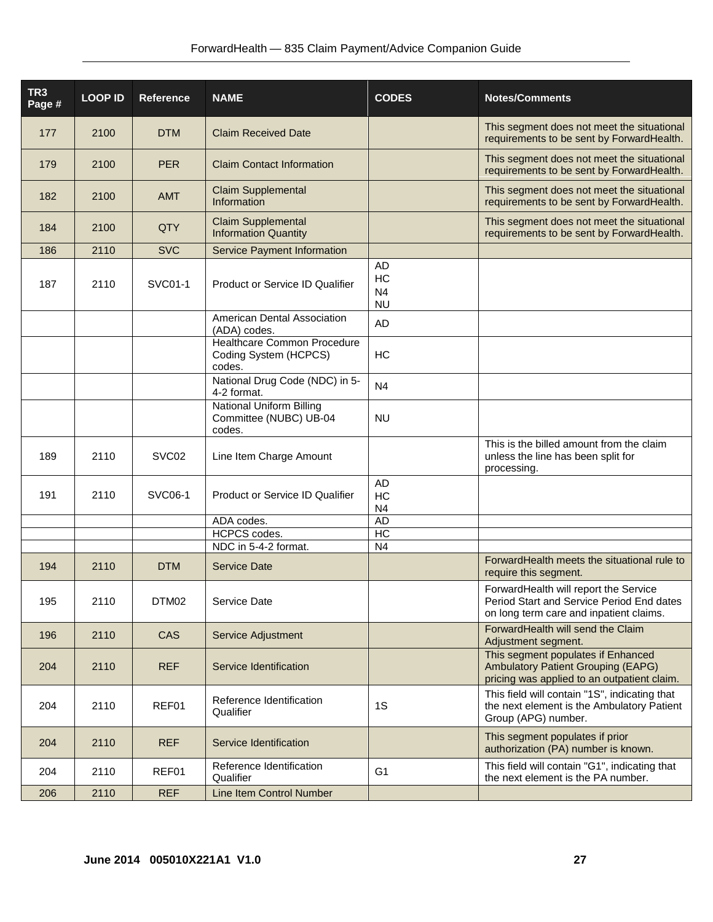| TR3 Page # | LOOP ID | Reference | NAME | CODES | Notes/Comments |
|---|---|---|---|---|---|
| 177 | 2100 | DTM | Claim Received Date | | This segment does not meet the situational requirements to be sent by ForwardHealth. |
| 179 | 2100 | PER | Claim Contact Information | | This segment does not meet the situational requirements to be sent by ForwardHealth. |
| 182 | 2100 | AMT | Claim Supplemental Information | | This segment does not meet the situational requirements to be sent by ForwardHealth. |
| 184 | 2100 | QTY | Claim Supplemental Information Quantity | | This segment does not meet the situational requirements to be sent by ForwardHealth. |
| 186 | 2110 | SVC | Service Payment Information | | |
| 187 | 2110 | SVC01-1 | Product or Service ID Qualifier | AD<br>HC<br>N4<br>NU | |
| | | | American Dental Association (ADA) codes. | AD | |
| | | | Healthcare Common Procedure Coding System (HCPCS) codes. | HC | |
| | | | National Drug Code (NDC) in 5-4-2 format. | N4 | |
| | | | National Uniform Billing Committee (NUBC) UB-04 codes. | NU | |
| 189 | 2110 | SVC02 | Line Item Charge Amount | | This is the billed amount from the claim unless the line has been split for processing. |
| 191 | 2110 | SVC06-1 | Product or Service ID Qualifier | AD<br>HC<br>N4 | |
| | | | ADA codes. | AD | |
| | | | HCPCS codes. | HC | |
| | | | NDC in 5-4-2 format. | N4 | |
| 194 | 2110 | DTM | Service Date | | ForwardHealth meets the situational rule to require this segment. |
| 195 | 2110 | DTM02 | Service Date | | ForwardHealth will report the Service Period Start and Service Period End dates on long term care and inpatient claims. |
| 196 | 2110 | CAS | Service Adjustment | | ForwardHealth will send the Claim Adjustment segment. |
| 204 | 2110 | REF | Service Identification | | This segment populates if Enhanced Ambulatory Patient Grouping (EAPG) pricing was applied to an outpatient claim. |
| 204 | 2110 | REF01 | Reference Identification Qualifier | 1S | This field will contain "1S", indicating that the next element is the Ambulatory Patient Group (APG) number. |
| 204 | 2110 | REF | Service Identification | | This segment populates if prior authorization (PA) number is known. |
| 204 | 2110 | REF01 | Reference Identification Qualifier | G1 | This field will contain "G1", indicating that the next element is the PA number. |
| 206 | 2110 | REF | Line Item Control Number | | |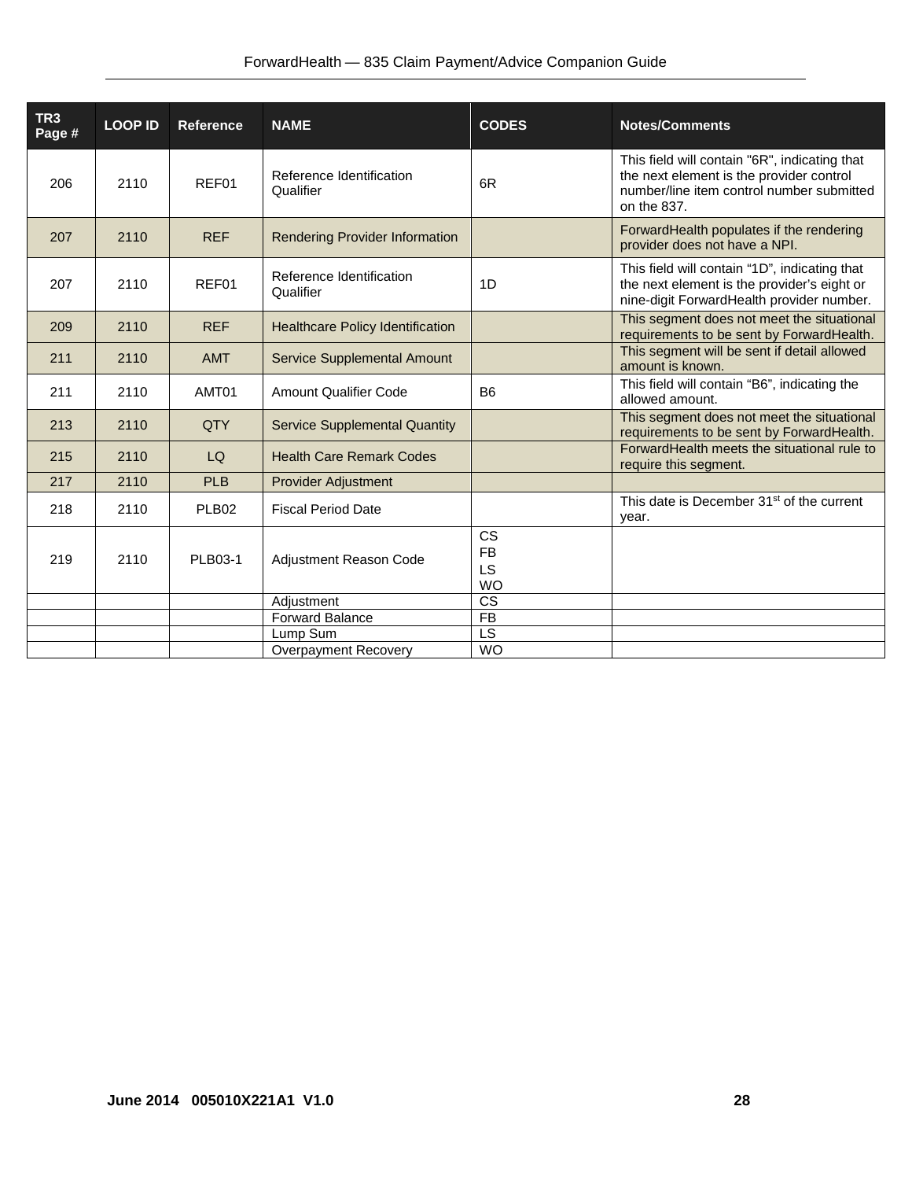| TR3 Page # | LOOP ID | Reference | NAME | CODES | Notes/Comments |
|---|---|---|---|---|---|
| 206 | 2110 | REF01 | Reference Identification Qualifier | 6R | This field will contain "6R", indicating that the next element is the provider control number/line item control number submitted on the 837. |
| 207 | 2110 | REF | Rendering Provider Information | | ForwardHealth populates if the rendering provider does not have a NPI. |
| 207 | 2110 | REF01 | Reference Identification Qualifier | 1D | This field will contain "1D", indicating that the next element is the provider's eight or nine-digit ForwardHealth provider number. |
| 209 | 2110 | REF | Healthcare Policy Identification | | This segment does not meet the situational requirements to be sent by ForwardHealth. |
| 211 | 2110 | AMT | Service Supplemental Amount | | This segment will be sent if detail allowed amount is known. |
| 211 | 2110 | AMT01 | Amount Qualifier Code | B6 | This field will contain "B6", indicating the allowed amount. |
| 213 | 2110 | QTY | Service Supplemental Quantity | | This segment does not meet the situational requirements to be sent by ForwardHealth. |
| 215 | 2110 | LQ | Health Care Remark Codes | | ForwardHealth meets the situational rule to require this segment. |
| 217 | 2110 | PLB | Provider Adjustment | | |
| 218 | 2110 | PLB02 | Fiscal Period Date | | This date is December 31st of the current year. |
| 219 | 2110 | PLB03-1 | Adjustment Reason Code | CS<br>FB<br>LS<br>WO | |
| | | | Adjustment | CS | |
| | | | Forward Balance | FB | |
| | | | Lump Sum | LS | |
| | | | Overpayment Recovery | WO | |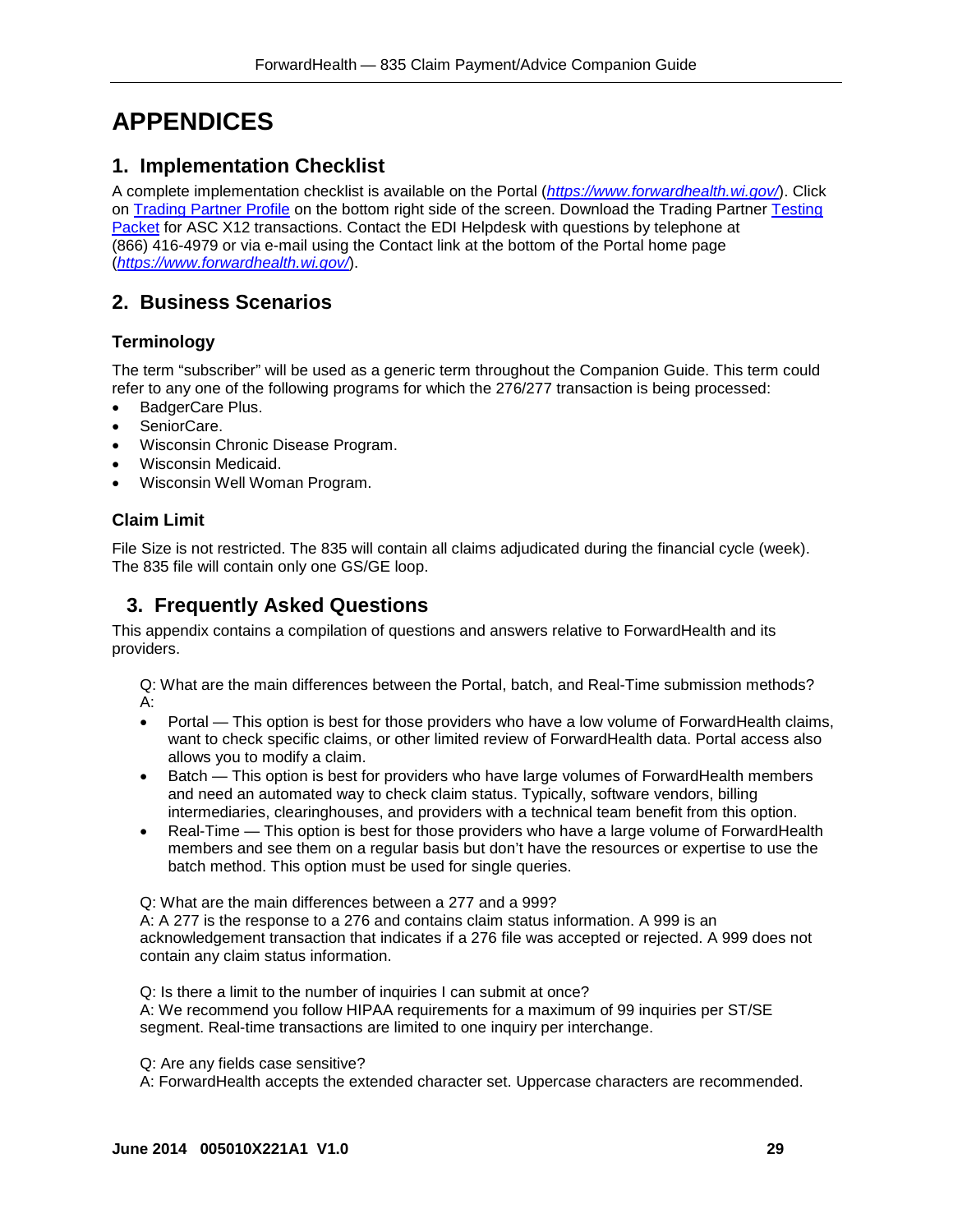# APPENDICES

## 1. Implementation Checklist

A complete implementation checklist is available on the Portal (*https://www.forwardhealth.wi.gov/*). Click on Trading Partner Profile on the bottom right side of the screen. Download the Trading Partner Testing Packet for ASC X12 transactions. Contact the EDI Helpdesk with questions by telephone at (866) 416-4979 or via e-mail using the Contact link at the bottom of the Portal home page (*https://www.forwardhealth.wi.gov/*).

## 2. Business Scenarios

### Terminology

The term “subscriber” will be used as a generic term throughout the Companion Guide. This term could refer to any one of the following programs for which the 276/277 transaction is being processed:

- BadgerCare Plus.
- SeniorCare.
- Wisconsin Chronic Disease Program.
- Wisconsin Medicaid.
- Wisconsin Well Woman Program.

### Claim Limit

File Size is not restricted. The 835 will contain all claims adjudicated during the financial cycle (week). The 835 file will contain only one GS/GE loop.

## 3. Frequently Asked Questions

This appendix contains a compilation of questions and answers relative to ForwardHealth and its providers.

Q: What are the main differences between the Portal, batch, and Real-Time submission methods?
A:

- Portal — This option is best for those providers who have a low volume of ForwardHealth claims, want to check specific claims, or other limited review of ForwardHealth data. Portal access also allows you to modify a claim.
- Batch — This option is best for providers who have large volumes of ForwardHealth members and need an automated way to check claim status. Typically, software vendors, billing intermediaries, clearinghouses, and providers with a technical team benefit from this option.
- Real-Time — This option is best for those providers who have a large volume of ForwardHealth members and see them on a regular basis but don’t have the resources or expertise to use the batch method. This option must be used for single queries.

Q: What are the main differences between a 277 and a 999?
A: A 277 is the response to a 276 and contains claim status information. A 999 is an acknowledgement transaction that indicates if a 276 file was accepted or rejected. A 999 does not contain any claim status information.

Q: Is there a limit to the number of inquiries I can submit at once?
A: We recommend you follow HIPAA requirements for a maximum of 99 inquiries per ST/SE segment. Real-time transactions are limited to one inquiry per interchange.

Q: Are any fields case sensitive?
A: ForwardHealth accepts the extended character set. Uppercase characters are recommended.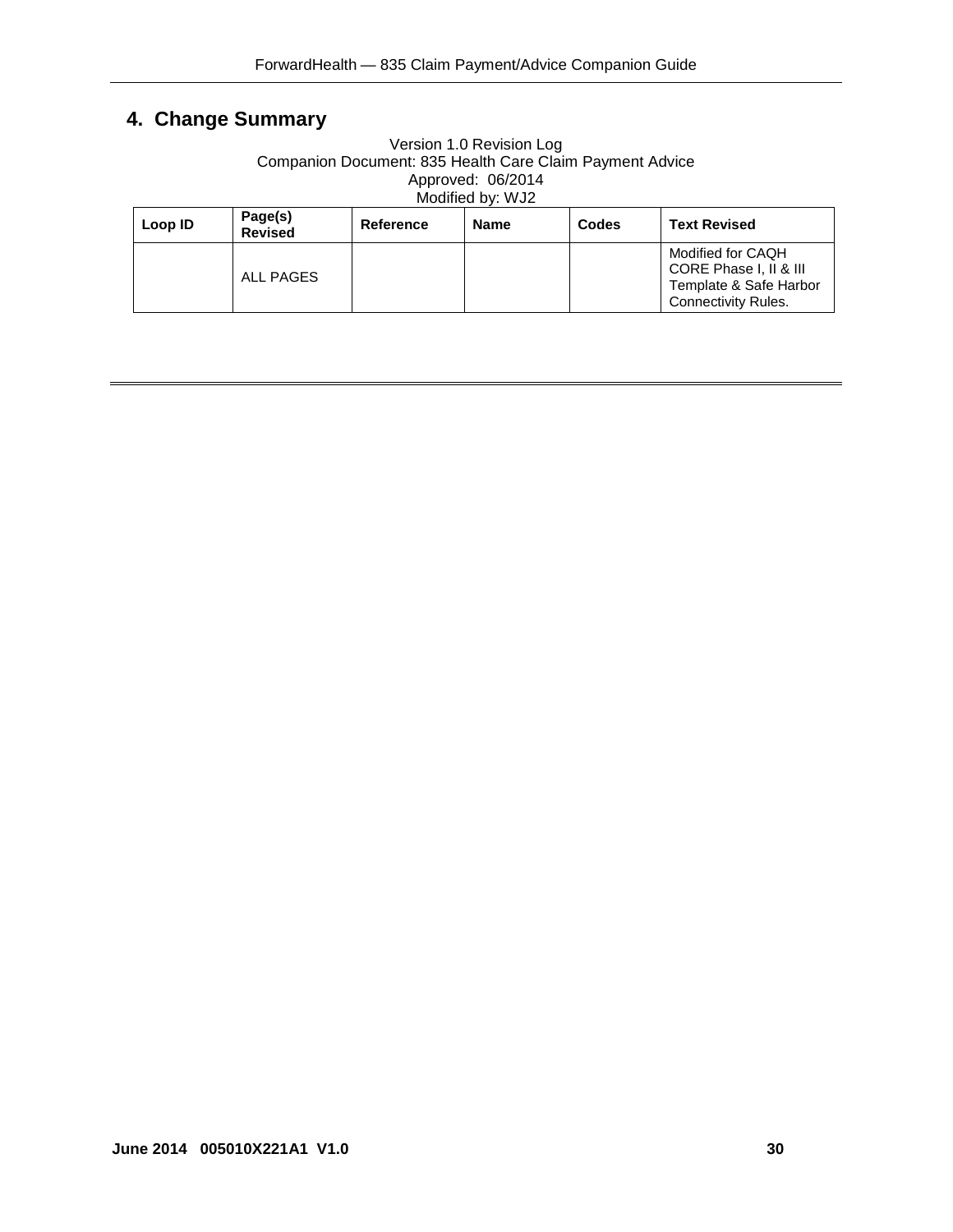## 4. Change Summary

Version 1.0 Revision Log
Companion Document: 835 Health Care Claim Payment Advice
Approved: 06/2014
Modified by: WJ2

| Loop ID | Page(s) Revised | Reference | Name | Codes | Text Revised |
|---|---|---|---|---|---|
| | ALL PAGES | | | | Modified for CAQH CORE Phase I, II & III Template & Safe Harbor Connectivity Rules. |